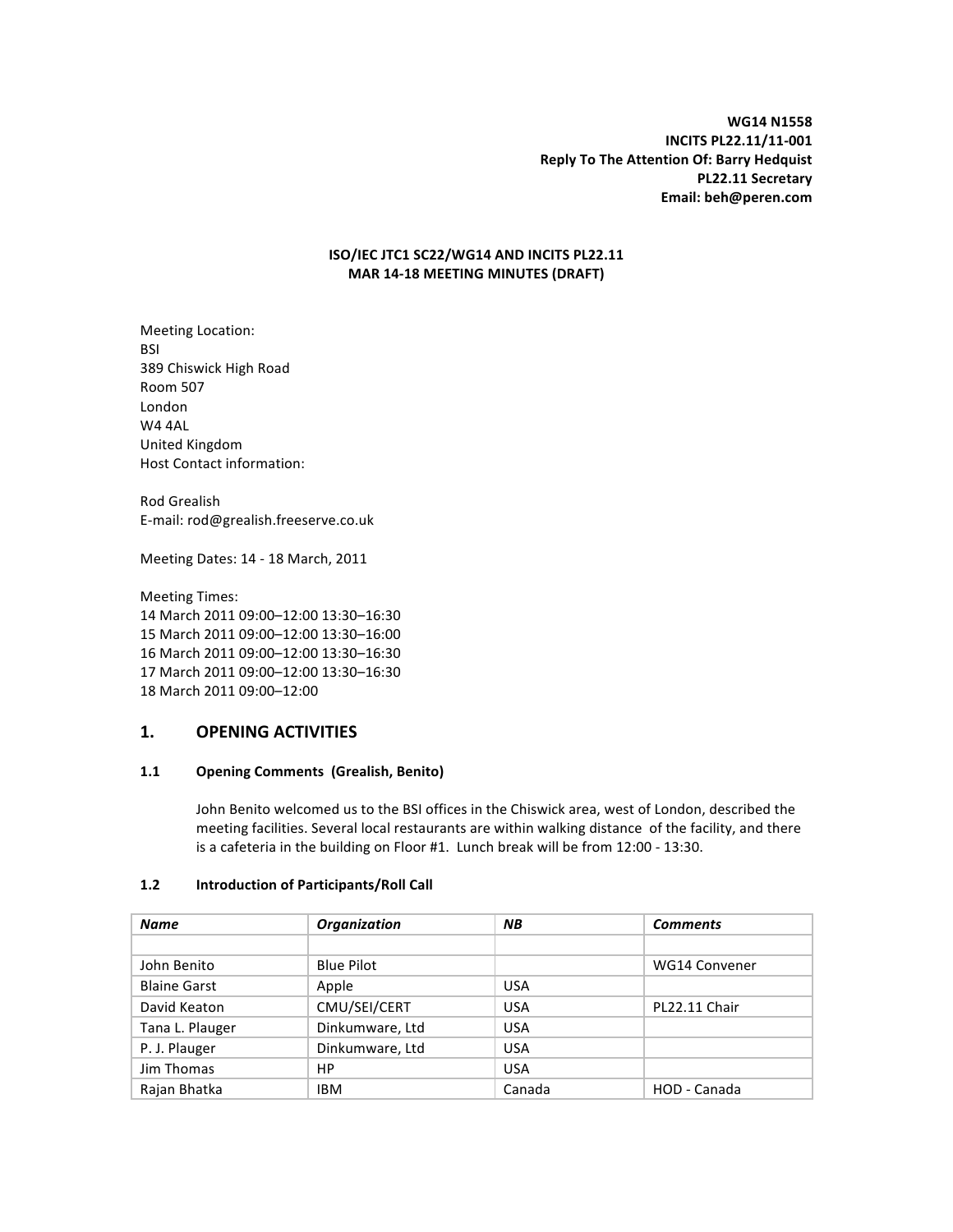**WG14 N1558**
**INCITS PL22.11/11-001**
**Reply To The Attention Of: Barry Hedquist**
**PL22.11 Secretary**
**Email: beh@peren.com**

**ISO/IEC JTC1 SC22/WG14 AND INCITS PL22.11**
**MAR 14-18 MEETING MINUTES (DRAFT)**

Meeting Location:
BSI
389 Chiswick High Road
Room 507
London
W4 4AL
United Kingdom
Host Contact information:

Rod Grealish
E-mail: rod@grealish.freeserve.co.uk

Meeting Dates: 14 - 18 March, 2011

Meeting Times:
14 March 2011 09:00–12:00 13:30–16:30
15 March 2011 09:00–12:00 13:30–16:00
16 March 2011 09:00–12:00 13:30–16:30
17 March 2011 09:00–12:00 13:30–16:30
18 March 2011 09:00–12:00

# 1. OPENING ACTIVITIES

## 1.1 Opening Comments (Grealish, Benito)

John Benito welcomed us to the BSI offices in the Chiswick area, west of London, described the meeting facilities. Several local restaurants are within walking distance of the facility, and there is a cafeteria in the building on Floor #1. Lunch break will be from 12:00 - 13:30.

## 1.2 Introduction of Participants/Roll Call

| *Name* | *Organization* | *NB* | *Comments* |
|---|---|---|---|
| | | | |
| John Benito | Blue Pilot | | WG14 Convener |
| Blaine Garst | Apple | USA | |
| David Keaton | CMU/SEI/CERT | USA | PL22.11 Chair |
| Tana L. Plauger | Dinkumware, Ltd | USA | |
| P. J. Plauger | Dinkumware, Ltd | USA | |
| Jim Thomas | HP | USA | |
| Rajan Bhatka | IBM | Canada | HOD - Canada |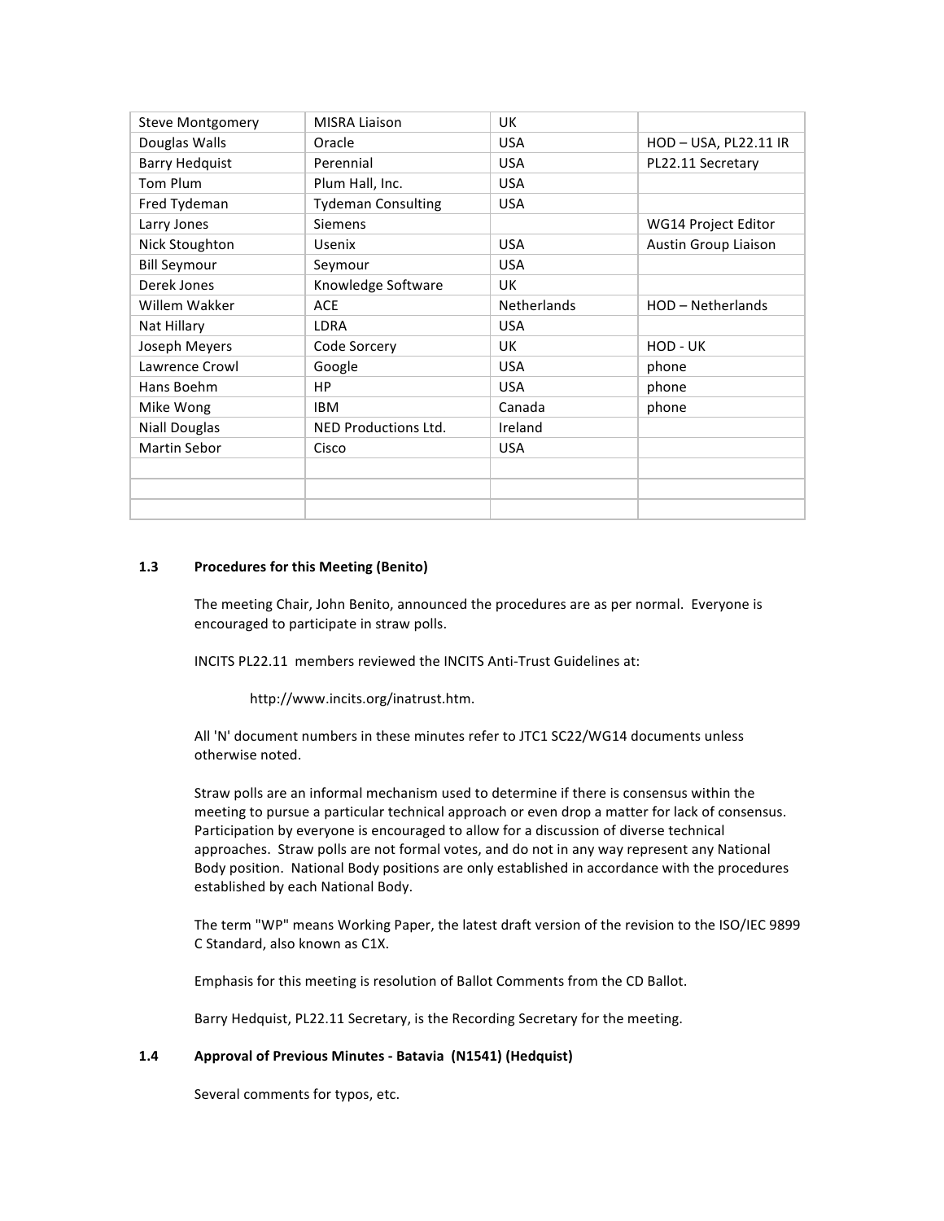| | | | |
|---|---|---|---|
| Steve Montgomery | MISRA Liaison | UK | |
| Douglas Walls | Oracle | USA | HOD – USA, PL22.11 IR |
| Barry Hedquist | Perennial | USA | PL22.11 Secretary |
| Tom Plum | Plum Hall, Inc. | USA | |
| Fred Tydeman | Tydeman Consulting | USA | |
| Larry Jones | Siemens | | WG14 Project Editor |
| Nick Stoughton | Usenix | USA | Austin Group Liaison |
| Bill Seymour | Seymour | USA | |
| Derek Jones | Knowledge Software | UK | |
| Willem Wakker | ACE | Netherlands | HOD – Netherlands |
| Nat Hillary | LDRA | USA | |
| Joseph Meyers | Code Sorcery | UK | HOD - UK |
| Lawrence Crowl | Google | USA | phone |
| Hans Boehm | HP | USA | phone |
| Mike Wong | IBM | Canada | phone |
| Niall Douglas | NED Productions Ltd. | Ireland | |
| Martin Sebor | Cisco | USA | |
| | | | |
| | | | |
| | | | |

### 1.3 Procedures for this Meeting (Benito)

The meeting Chair, John Benito, announced the procedures are as per normal. Everyone is encouraged to participate in straw polls.

INCITS PL22.11 members reviewed the INCITS Anti-Trust Guidelines at:

http://www.incits.org/inatrust.htm.

All 'N' document numbers in these minutes refer to JTC1 SC22/WG14 documents unless otherwise noted.

Straw polls are an informal mechanism used to determine if there is consensus within the meeting to pursue a particular technical approach or even drop a matter for lack of consensus. Participation by everyone is encouraged to allow for a discussion of diverse technical approaches. Straw polls are not formal votes, and do not in any way represent any National Body position. National Body positions are only established in accordance with the procedures established by each National Body.

The term "WP" means Working Paper, the latest draft version of the revision to the ISO/IEC 9899 C Standard, also known as C1X.

Emphasis for this meeting is resolution of Ballot Comments from the CD Ballot.

Barry Hedquist, PL22.11 Secretary, is the Recording Secretary for the meeting.

### 1.4 Approval of Previous Minutes - Batavia (N1541) (Hedquist)

Several comments for typos, etc.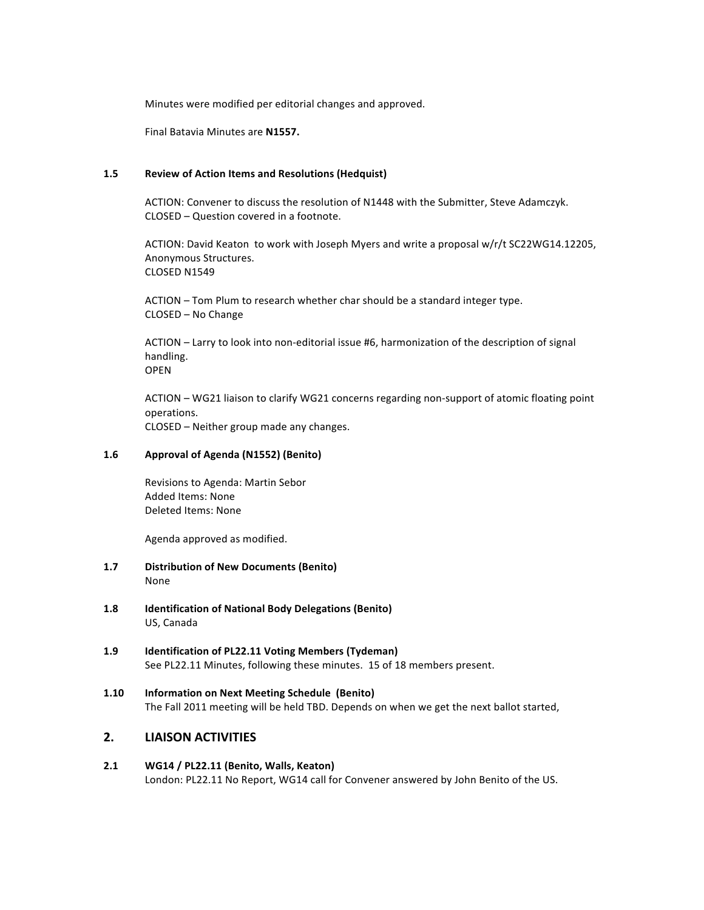Minutes were modified per editorial changes and approved.

Final Batavia Minutes are **N1557.**

### 1.5 Review of Action Items and Resolutions (Hedquist)

ACTION: Convener to discuss the resolution of N1448 with the Submitter, Steve Adamczyk.
CLOSED – Question covered in a footnote.

ACTION: David Keaton to work with Joseph Myers and write a proposal w/r/t SC22WG14.12205, Anonymous Structures.
CLOSED N1549

ACTION – Tom Plum to research whether char should be a standard integer type.
CLOSED – No Change

ACTION – Larry to look into non-editorial issue #6, harmonization of the description of signal handling.
OPEN

ACTION – WG21 liaison to clarify WG21 concerns regarding non-support of atomic floating point operations.
CLOSED – Neither group made any changes.

### 1.6 Approval of Agenda (N1552) (Benito)

Revisions to Agenda: Martin Sebor
Added Items: None
Deleted Items: None

Agenda approved as modified.

### 1.7 Distribution of New Documents (Benito)

None

### 1.8 Identification of National Body Delegations (Benito)

US, Canada

### 1.9 Identification of PL22.11 Voting Members (Tydeman)

See PL22.11 Minutes, following these minutes. 15 of 18 members present.

### 1.10 Information on Next Meeting Schedule (Benito)

The Fall 2011 meeting will be held TBD. Depends on when we get the next ballot started,

## 2. LIAISON ACTIVITIES

### 2.1 WG14 / PL22.11 (Benito, Walls, Keaton)

London: PL22.11 No Report, WG14 call for Convener answered by John Benito of the US.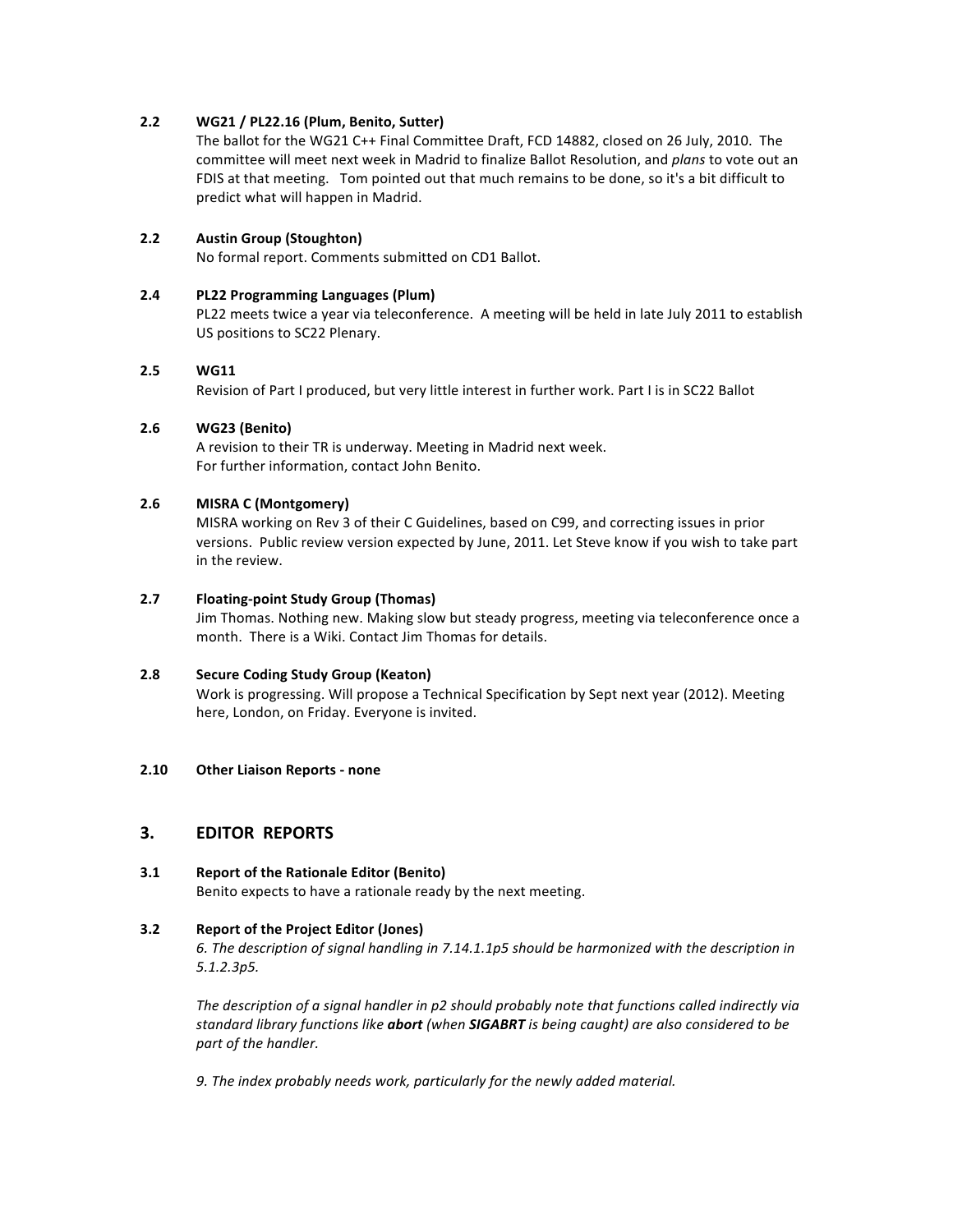### 2.2 WG21 / PL22.16 (Plum, Benito, Sutter)

The ballot for the WG21 C++ Final Committee Draft, FCD 14882, closed on 26 July, 2010. The committee will meet next week in Madrid to finalize Ballot Resolution, and *plans* to vote out an FDIS at that meeting. Tom pointed out that much remains to be done, so it's a bit difficult to predict what will happen in Madrid.

### 2.2 Austin Group (Stoughton)

No formal report. Comments submitted on CD1 Ballot.

### 2.4 PL22 Programming Languages (Plum)

PL22 meets twice a year via teleconference. A meeting will be held in late July 2011 to establish US positions to SC22 Plenary.

### 2.5 WG11

Revision of Part I produced, but very little interest in further work. Part I is in SC22 Ballot

### 2.6 WG23 (Benito)

A revision to their TR is underway. Meeting in Madrid next week.
For further information, contact John Benito.

### 2.6 MISRA C (Montgomery)

MISRA working on Rev 3 of their C Guidelines, based on C99, and correcting issues in prior versions. Public review version expected by June, 2011. Let Steve know if you wish to take part in the review.

### 2.7 Floating-point Study Group (Thomas)

Jim Thomas. Nothing new. Making slow but steady progress, meeting via teleconference once a month. There is a Wiki. Contact Jim Thomas for details.

### 2.8 Secure Coding Study Group (Keaton)

Work is progressing. Will propose a Technical Specification by Sept next year (2012). Meeting here, London, on Friday. Everyone is invited.

### 2.10 Other Liaison Reports - none

## 3. EDITOR REPORTS

### 3.1 Report of the Rationale Editor (Benito)

Benito expects to have a rationale ready by the next meeting.

### 3.2 Report of the Project Editor (Jones)

*6. The description of signal handling in 7.14.1.1p5 should be harmonized with the description in 5.1.2.3p5.*

*The description of a signal handler in p2 should probably note that functions called indirectly via standard library functions like **abort** (when **SIGABRT** is being caught) are also considered to be part of the handler.*

*9. The index probably needs work, particularly for the newly added material.*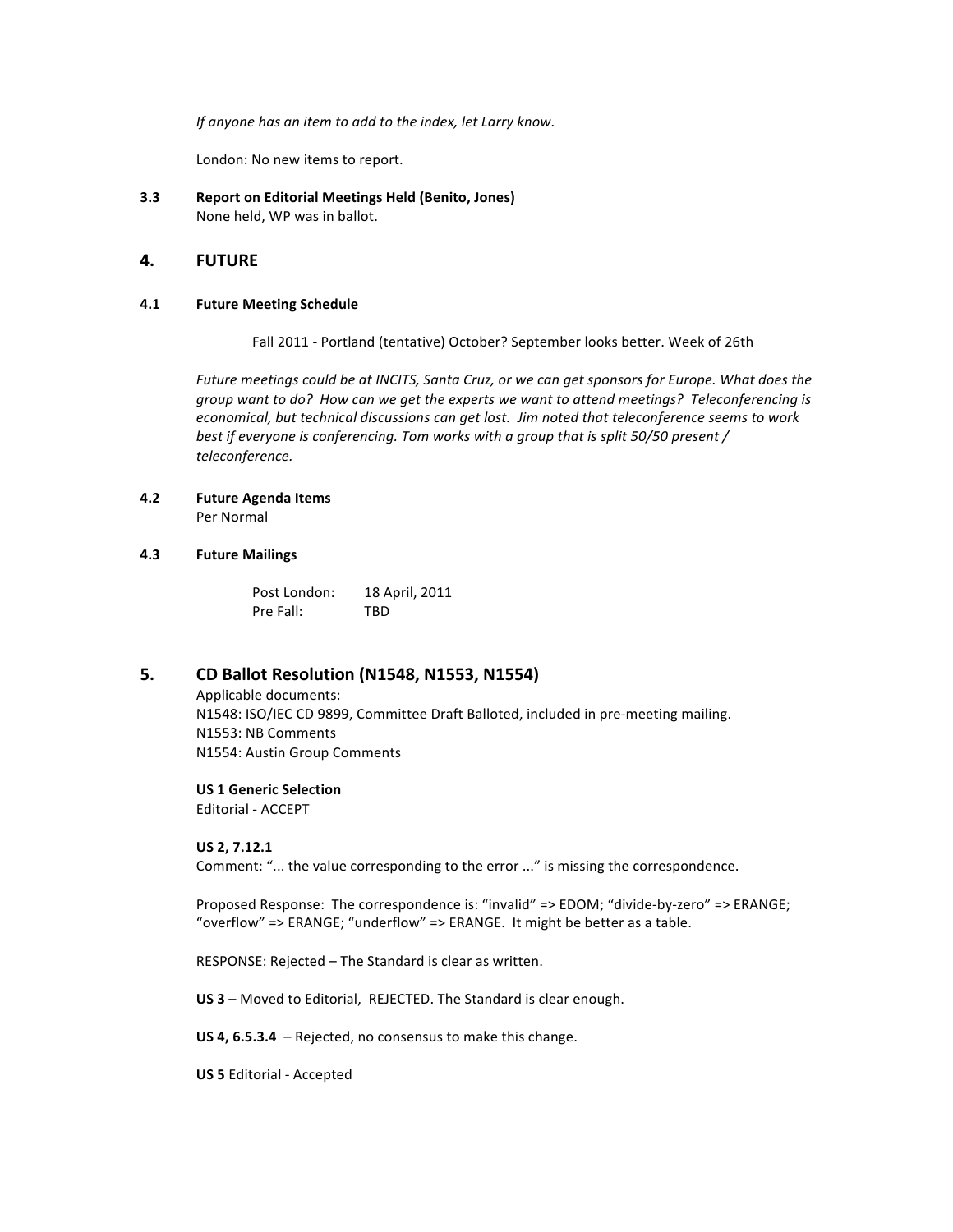*If anyone has an item to add to the index, let Larry know.*

London: No new items to report.

**3.3 Report on Editorial Meetings Held (Benito, Jones)**
None held, WP was in ballot.

## 4. FUTURE

### 4.1 Future Meeting Schedule

Fall 2011 - Portland (tentative) October? September looks better. Week of 26th

*Future meetings could be at INCITS, Santa Cruz, or we can get sponsors for Europe. What does the group want to do? How can we get the experts we want to attend meetings? Teleconferencing is economical, but technical discussions can get lost. Jim noted that teleconference seems to work best if everyone is conferencing. Tom works with a group that is split 50/50 present / teleconference.*

### 4.2 Future Agenda Items

Per Normal

### 4.3 Future Mailings

| | |
|---|---|
| Post London: | 18 April, 2011 |
| Pre Fall: | TBD |

## 5. CD Ballot Resolution (N1548, N1553, N1554)

Applicable documents:
N1548: ISO/IEC CD 9899, Committee Draft Balloted, included in pre-meeting mailing.
N1553: NB Comments
N1554: Austin Group Comments

**US 1 Generic Selection**
Editorial - ACCEPT

**US 2, 7.12.1**
Comment: "... the value corresponding to the error ..." is missing the correspondence.

Proposed Response: The correspondence is: "invalid" => EDOM; "divide-by-zero" => ERANGE; "overflow" => ERANGE; "underflow" => ERANGE. It might be better as a table.

RESPONSE: Rejected – The Standard is clear as written.

**US 3** – Moved to Editorial, REJECTED. The Standard is clear enough.

**US 4, 6.5.3.4** – Rejected, no consensus to make this change.

**US 5** Editorial - Accepted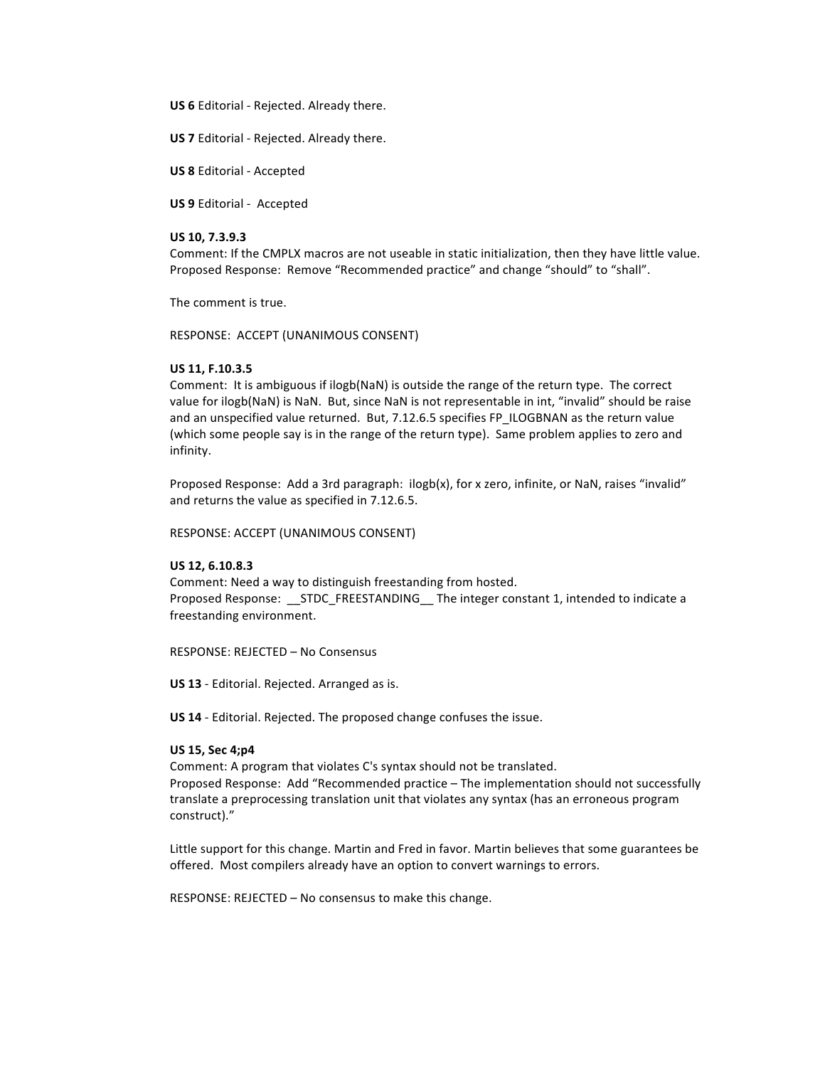**US 6** Editorial - Rejected. Already there.

**US 7** Editorial - Rejected. Already there.

**US 8** Editorial - Accepted

**US 9** Editorial - Accepted

**US 10, 7.3.9.3**
Comment: If the CMPLX macros are not useable in static initialization, then they have little value.
Proposed Response: Remove "Recommended practice" and change "should" to "shall".

The comment is true.

RESPONSE: ACCEPT (UNANIMOUS CONSENT)

**US 11, F.10.3.5**
Comment: It is ambiguous if ilogb(NaN) is outside the range of the return type. The correct value for ilogb(NaN) is NaN. But, since NaN is not representable in int, "invalid" should be raise and an unspecified value returned. But, 7.12.6.5 specifies FP_ILOGBNAN as the return value (which some people say is in the range of the return type). Same problem applies to zero and infinity.

Proposed Response: Add a 3rd paragraph: ilogb(x), for x zero, infinite, or NaN, raises "invalid" and returns the value as specified in 7.12.6.5.

RESPONSE: ACCEPT (UNANIMOUS CONSENT)

**US 12, 6.10.8.3**
Comment: Need a way to distinguish freestanding from hosted.
Proposed Response: __STDC_FREESTANDING__ The integer constant 1, intended to indicate a freestanding environment.

RESPONSE: REJECTED – No Consensus

**US 13** - Editorial. Rejected. Arranged as is.

**US 14** - Editorial. Rejected. The proposed change confuses the issue.

**US 15, Sec 4;p4**
Comment: A program that violates C's syntax should not be translated.
Proposed Response: Add "Recommended practice – The implementation should not successfully translate a preprocessing translation unit that violates any syntax (has an erroneous program construct)."

Little support for this change. Martin and Fred in favor. Martin believes that some guarantees be offered. Most compilers already have an option to convert warnings to errors.

RESPONSE: REJECTED – No consensus to make this change.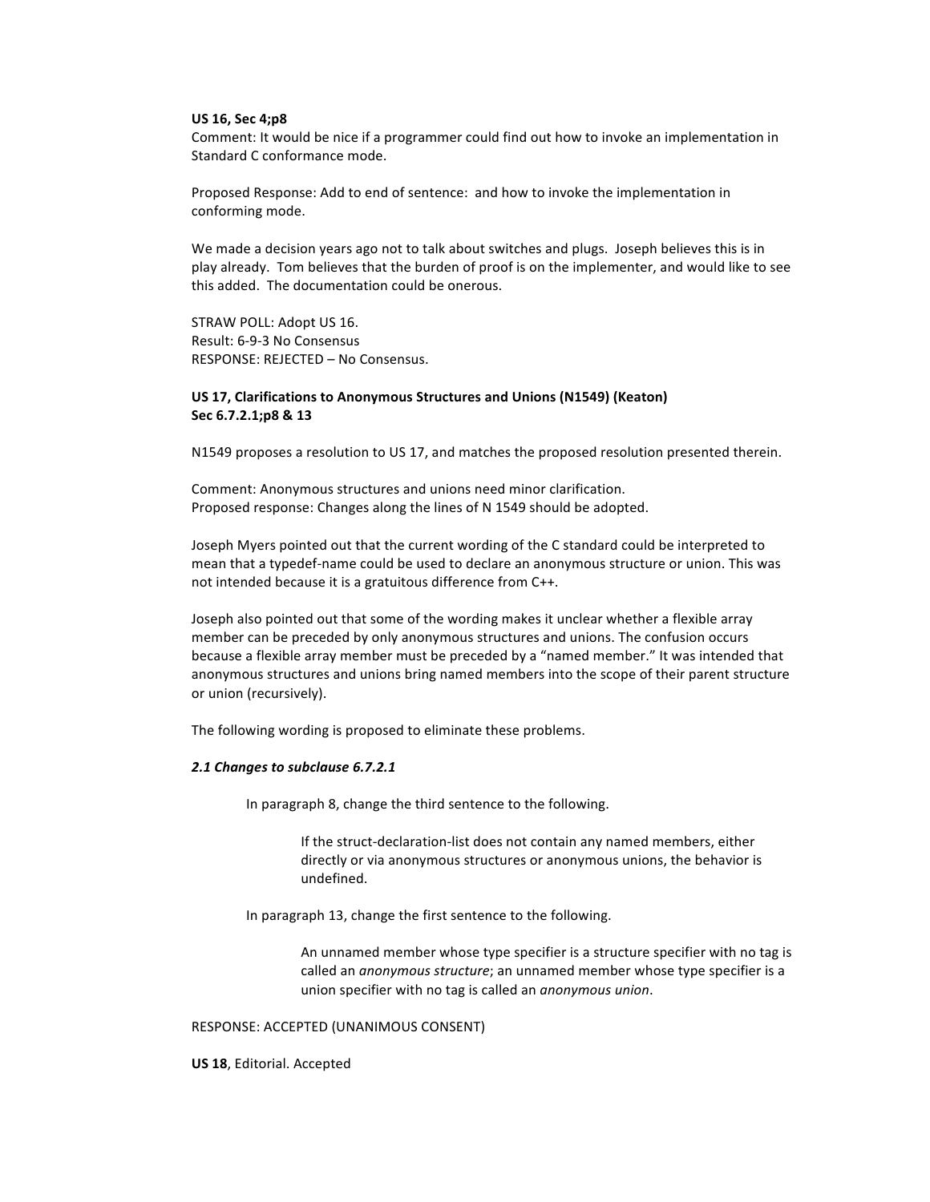**US 16, Sec 4;p8**
Comment: It would be nice if a programmer could find out how to invoke an implementation in Standard C conformance mode.

Proposed Response: Add to end of sentence: and how to invoke the implementation in conforming mode.

We made a decision years ago not to talk about switches and plugs. Joseph believes this is in play already. Tom believes that the burden of proof is on the implementer, and would like to see this added. The documentation could be onerous.

STRAW POLL: Adopt US 16.
Result: 6-9-3 No Consensus
RESPONSE: REJECTED – No Consensus.

**US 17, Clarifications to Anonymous Structures and Unions (N1549) (Keaton)**
**Sec 6.7.2.1;p8 & 13**

N1549 proposes a resolution to US 17, and matches the proposed resolution presented therein.

Comment: Anonymous structures and unions need minor clarification.
Proposed response: Changes along the lines of N 1549 should be adopted.

Joseph Myers pointed out that the current wording of the C standard could be interpreted to mean that a typedef-name could be used to declare an anonymous structure or union. This was not intended because it is a gratuitous difference from C++.

Joseph also pointed out that some of the wording makes it unclear whether a flexible array member can be preceded by only anonymous structures and unions. The confusion occurs because a flexible array member must be preceded by a "named member." It was intended that anonymous structures and unions bring named members into the scope of their parent structure or union (recursively).

The following wording is proposed to eliminate these problems.

***2.1 Changes to subclause 6.7.2.1***

> In paragraph 8, change the third sentence to the following.
>
> > If the struct-declaration-list does not contain any named members, either directly or via anonymous structures or anonymous unions, the behavior is undefined.
>
> In paragraph 13, change the first sentence to the following.
>
> > An unnamed member whose type specifier is a structure specifier with no tag is called an *anonymous structure*; an unnamed member whose type specifier is a union specifier with no tag is called an *anonymous union*.

RESPONSE: ACCEPTED (UNANIMOUS CONSENT)

**US 18**, Editorial. Accepted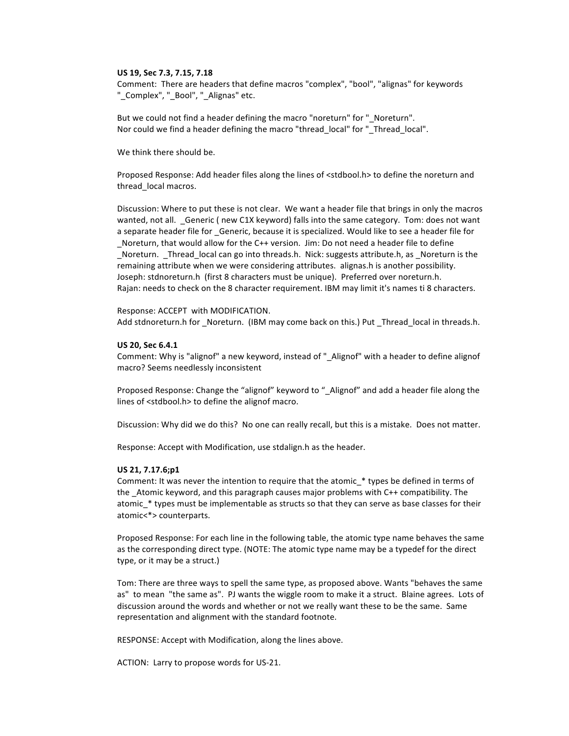**US 19, Sec 7.3, 7.15, 7.18**

Comment: There are headers that define macros "complex", "bool", "alignas" for keywords "_Complex", "_Bool", "_Alignas" etc.

But we could not find a header defining the macro "noreturn" for "_Noreturn".
Nor could we find a header defining the macro "thread_local" for "_Thread_local".

We think there should be.

Proposed Response: Add header files along the lines of <stdbool.h> to define the noreturn and thread_local macros.

Discussion: Where to put these is not clear. We want a header file that brings in only the macros wanted, not all. _Generic ( new C1X keyword) falls into the same category. Tom: does not want a separate header file for _Generic, because it is specialized. Would like to see a header file for _Noreturn, that would allow for the C++ version. Jim: Do not need a header file to define _Noreturn. _Thread_local can go into threads.h. Nick: suggests attribute.h, as _Noreturn is the remaining attribute when we were considering attributes. alignas.h is another possibility. Joseph: stdnoreturn.h (first 8 characters must be unique). Preferred over noreturn.h.
Rajan: needs to check on the 8 character requirement. IBM may limit it's names ti 8 characters.

Response: ACCEPT with MODIFICATION.
Add stdnoreturn.h for _Noreturn. (IBM may come back on this.) Put _Thread_local in threads.h.

**US 20, Sec 6.4.1**

Comment: Why is "alignof" a new keyword, instead of "_Alignof" with a header to define alignof macro? Seems needlessly inconsistent

Proposed Response: Change the "alignof" keyword to "_Alignof" and add a header file along the lines of <stdbool.h> to define the alignof macro.

Discussion: Why did we do this? No one can really recall, but this is a mistake. Does not matter.

Response: Accept with Modification, use stdalign.h as the header.

**US 21, 7.17.6;p1**

Comment: It was never the intention to require that the atomic_* types be defined in terms of the _Atomic keyword, and this paragraph causes major problems with C++ compatibility. The atomic_* types must be implementable as structs so that they can serve as base classes for their atomic<*> counterparts.

Proposed Response: For each line in the following table, the atomic type name behaves the same as the corresponding direct type. (NOTE: The atomic type name may be a typedef for the direct type, or it may be a struct.)

Tom: There are three ways to spell the same type, as proposed above. Wants "behaves the same as" to mean "the same as". PJ wants the wiggle room to make it a struct. Blaine agrees. Lots of discussion around the words and whether or not we really want these to be the same. Same representation and alignment with the standard footnote.

RESPONSE: Accept with Modification, along the lines above.

ACTION: Larry to propose words for US-21.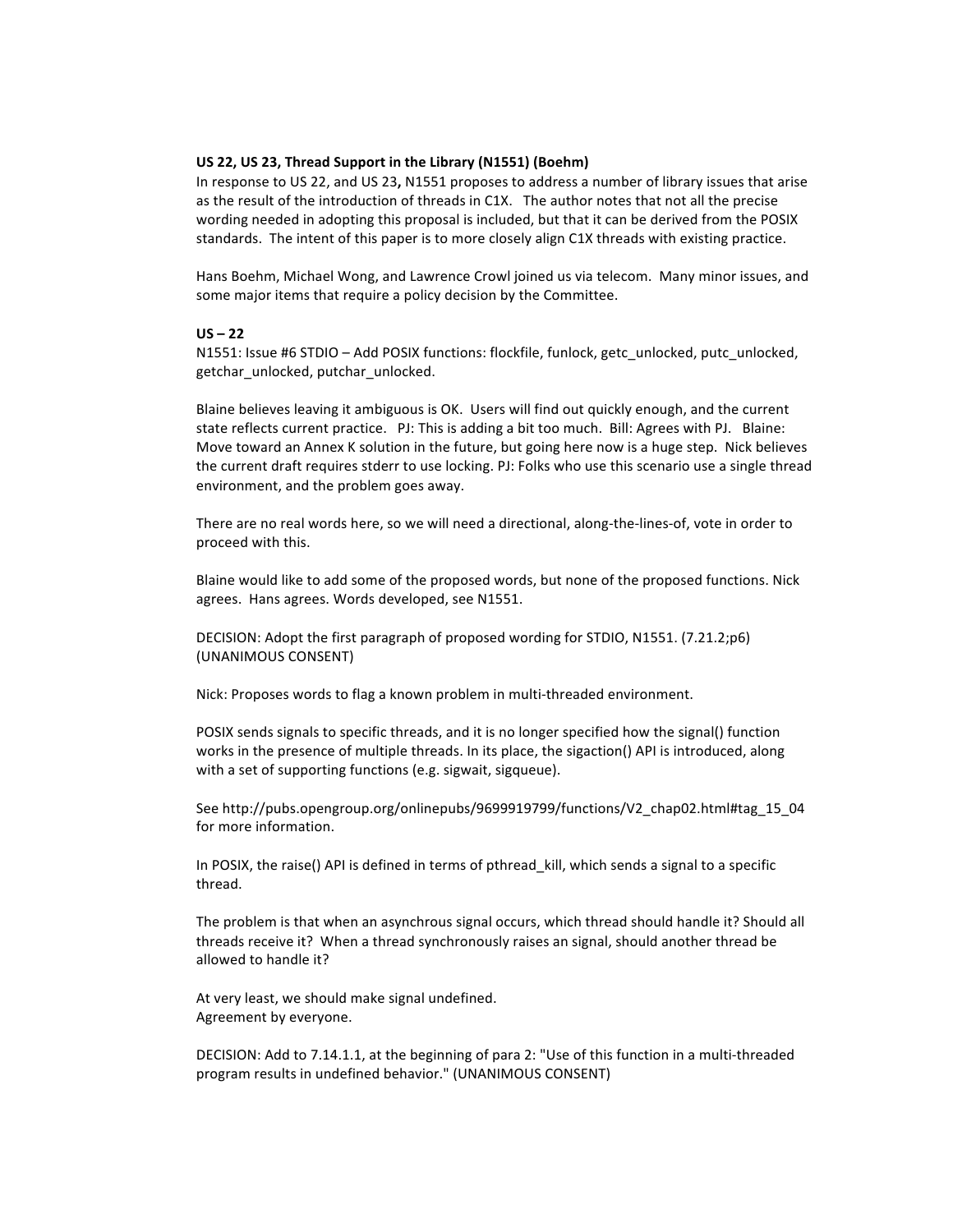**US 22, US 23, Thread Support in the Library (N1551) (Boehm)**
In response to US 22, and US 23**,** N1551 proposes to address a number of library issues that arise as the result of the introduction of threads in C1X. The author notes that not all the precise wording needed in adopting this proposal is included, but that it can be derived from the POSIX standards. The intent of this paper is to more closely align C1X threads with existing practice.

Hans Boehm, Michael Wong, and Lawrence Crowl joined us via telecom. Many minor issues, and some major items that require a policy decision by the Committee.

**US – 22**
N1551: Issue #6 STDIO – Add POSIX functions: flockfile, funlock, getc_unlocked, putc_unlocked, getchar_unlocked, putchar_unlocked.

Blaine believes leaving it ambiguous is OK. Users will find out quickly enough, and the current state reflects current practice. PJ: This is adding a bit too much. Bill: Agrees with PJ. Blaine: Move toward an Annex K solution in the future, but going here now is a huge step. Nick believes the current draft requires stderr to use locking. PJ: Folks who use this scenario use a single thread environment, and the problem goes away.

There are no real words here, so we will need a directional, along-the-lines-of, vote in order to proceed with this.

Blaine would like to add some of the proposed words, but none of the proposed functions. Nick agrees. Hans agrees. Words developed, see N1551.

DECISION: Adopt the first paragraph of proposed wording for STDIO, N1551. (7.21.2;p6) (UNANIMOUS CONSENT)

Nick: Proposes words to flag a known problem in multi-threaded environment.

POSIX sends signals to specific threads, and it is no longer specified how the signal() function works in the presence of multiple threads. In its place, the sigaction() API is introduced, along with a set of supporting functions (e.g. sigwait, sigqueue).

See http://pubs.opengroup.org/onlinepubs/9699919799/functions/V2_chap02.html#tag_15_04 for more information.

In POSIX, the raise() API is defined in terms of pthread_kill, which sends a signal to a specific thread.

The problem is that when an asynchrous signal occurs, which thread should handle it? Should all threads receive it? When a thread synchronously raises an signal, should another thread be allowed to handle it?

At very least, we should make signal undefined.
Agreement by everyone.

DECISION: Add to 7.14.1.1, at the beginning of para 2: "Use of this function in a multi-threaded program results in undefined behavior." (UNANIMOUS CONSENT)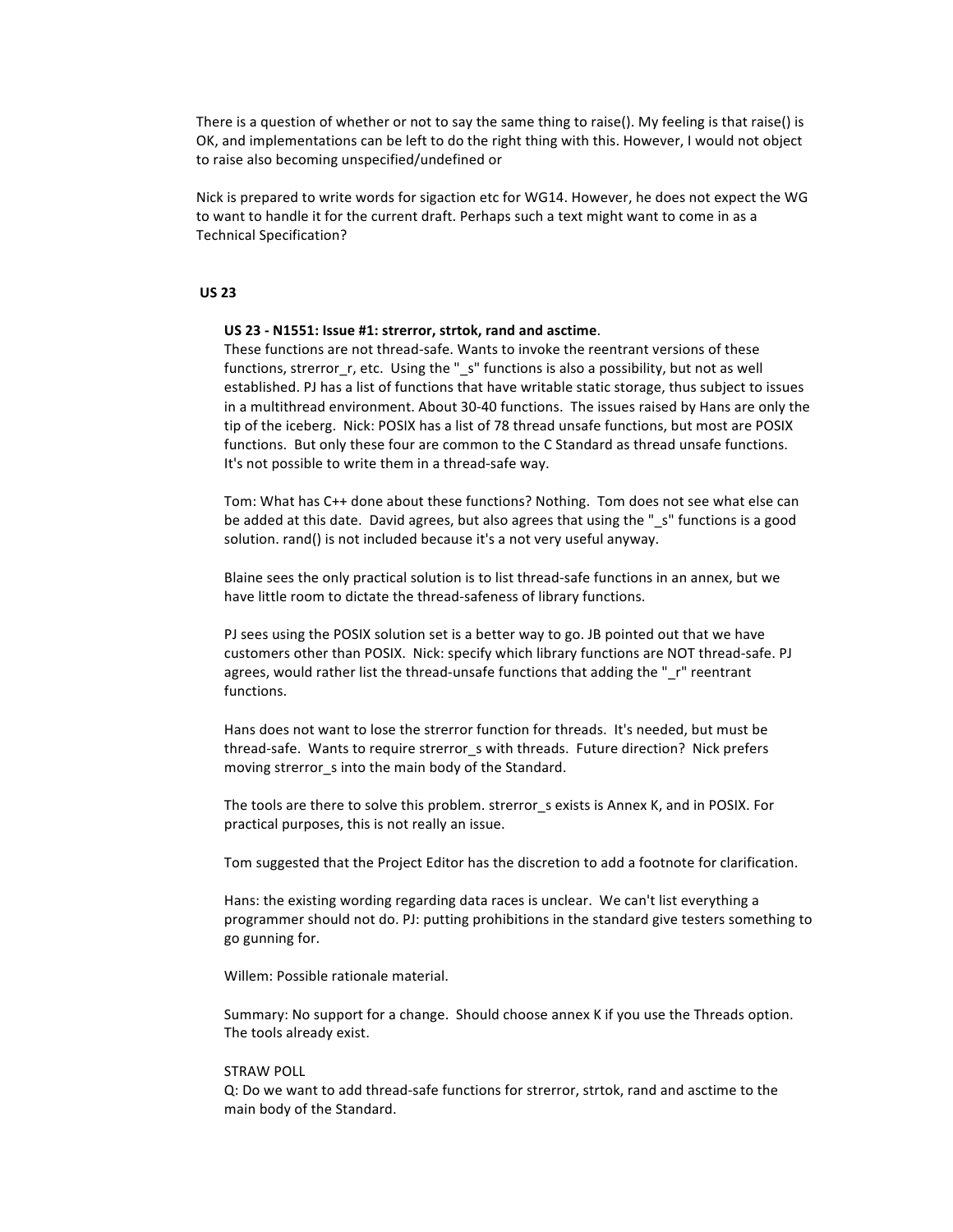There is a question of whether or not to say the same thing to raise(). My feeling is that raise() is OK, and implementations can be left to do the right thing with this. However, I would not object to raise also becoming unspecified/undefined or

Nick is prepared to write words for sigaction etc for WG14. However, he does not expect the WG to want to handle it for the current draft. Perhaps such a text might want to come in as a Technical Specification?

**US 23**

**US 23 - N1551: Issue #1: strerror, strtok, rand and asctime**.
These functions are not thread-safe. Wants to invoke the reentrant versions of these functions, strerror_r, etc. Using the "_s" functions is also a possibility, but not as well established. PJ has a list of functions that have writable static storage, thus subject to issues in a multithread environment. About 30-40 functions. The issues raised by Hans are only the tip of the iceberg. Nick: POSIX has a list of 78 thread unsafe functions, but most are POSIX functions. But only these four are common to the C Standard as thread unsafe functions. It's not possible to write them in a thread-safe way.

Tom: What has C++ done about these functions? Nothing. Tom does not see what else can be added at this date. David agrees, but also agrees that using the "_s" functions is a good solution. rand() is not included because it's a not very useful anyway.

Blaine sees the only practical solution is to list thread-safe functions in an annex, but we have little room to dictate the thread-safeness of library functions.

PJ sees using the POSIX solution set is a better way to go. JB pointed out that we have customers other than POSIX. Nick: specify which library functions are NOT thread-safe. PJ agrees, would rather list the thread-unsafe functions that adding the "_r" reentrant functions.

Hans does not want to lose the strerror function for threads. It's needed, but must be thread-safe. Wants to require strerror_s with threads. Future direction? Nick prefers moving strerror_s into the main body of the Standard.

The tools are there to solve this problem. strerror_s exists is Annex K, and in POSIX. For practical purposes, this is not really an issue.

Tom suggested that the Project Editor has the discretion to add a footnote for clarification.

Hans: the existing wording regarding data races is unclear. We can't list everything a programmer should not do. PJ: putting prohibitions in the standard give testers something to go gunning for.

Willem: Possible rationale material.

Summary: No support for a change. Should choose annex K if you use the Threads option. The tools already exist.

STRAW POLL
Q: Do we want to add thread-safe functions for strerror, strtok, rand and asctime to the main body of the Standard.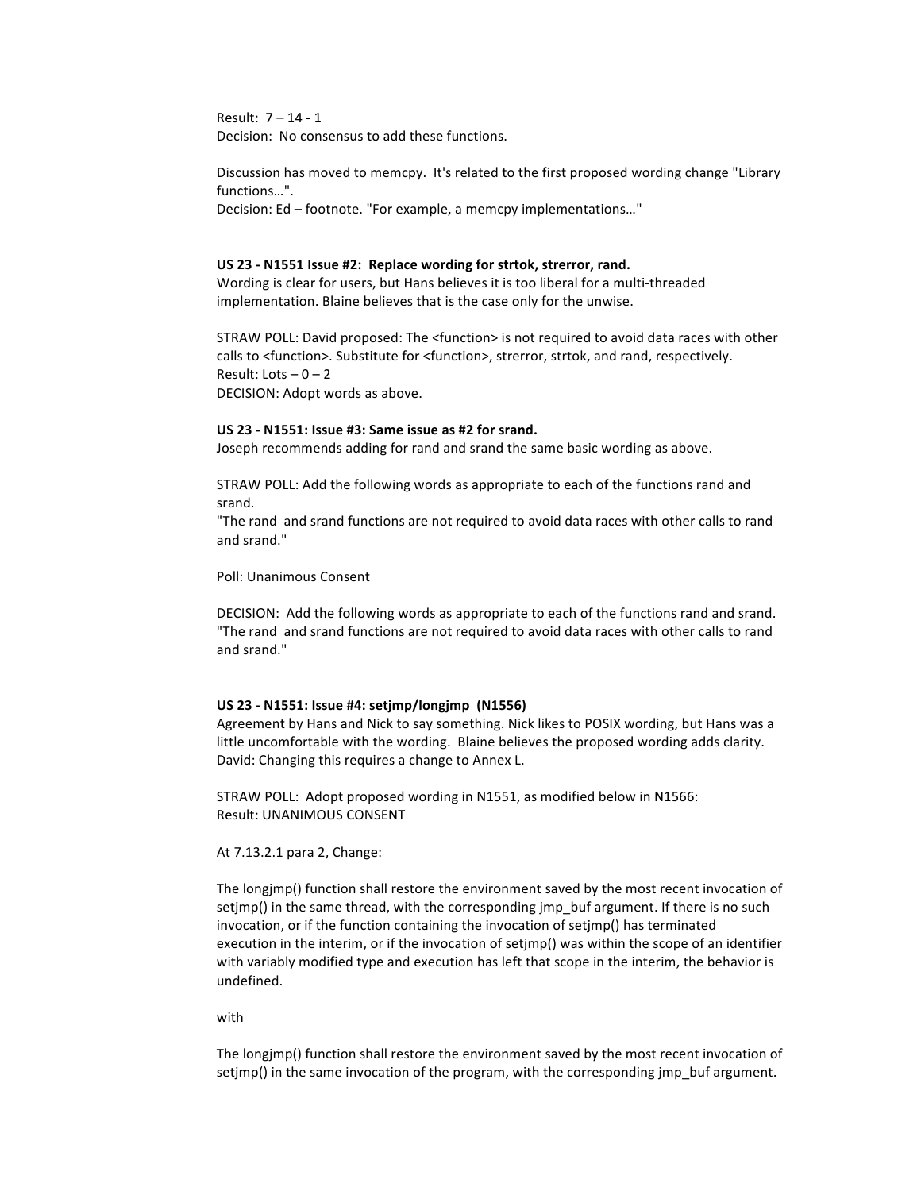Result: 7 – 14 - 1
Decision: No consensus to add these functions.

Discussion has moved to memcpy. It's related to the first proposed wording change "Library functions…".
Decision: Ed – footnote. "For example, a memcpy implementations…"

**US 23 - N1551 Issue #2: Replace wording for strtok, strerror, rand.**
Wording is clear for users, but Hans believes it is too liberal for a multi-threaded implementation. Blaine believes that is the case only for the unwise.

STRAW POLL: David proposed: The <function> is not required to avoid data races with other calls to <function>. Substitute for <function>, strerror, strtok, and rand, respectively.
Result: Lots – 0 – 2
DECISION: Adopt words as above.

**US 23 - N1551: Issue #3: Same issue as #2 for srand.**
Joseph recommends adding for rand and srand the same basic wording as above.

STRAW POLL: Add the following words as appropriate to each of the functions rand and srand.
"The rand and srand functions are not required to avoid data races with other calls to rand and srand."

Poll: Unanimous Consent

DECISION: Add the following words as appropriate to each of the functions rand and srand.
"The rand and srand functions are not required to avoid data races with other calls to rand and srand."

**US 23 - N1551: Issue #4: setjmp/longjmp (N1556)**
Agreement by Hans and Nick to say something. Nick likes to POSIX wording, but Hans was a little uncomfortable with the wording. Blaine believes the proposed wording adds clarity. David: Changing this requires a change to Annex L.

STRAW POLL: Adopt proposed wording in N1551, as modified below in N1566:
Result: UNANIMOUS CONSENT

At 7.13.2.1 para 2, Change:

The longjmp() function shall restore the environment saved by the most recent invocation of setjmp() in the same thread, with the corresponding jmp_buf argument. If there is no such invocation, or if the function containing the invocation of setjmp() has terminated execution in the interim, or if the invocation of setjmp() was within the scope of an identifier with variably modified type and execution has left that scope in the interim, the behavior is undefined.

with

The longjmp() function shall restore the environment saved by the most recent invocation of setjmp() in the same invocation of the program, with the corresponding jmp_buf argument.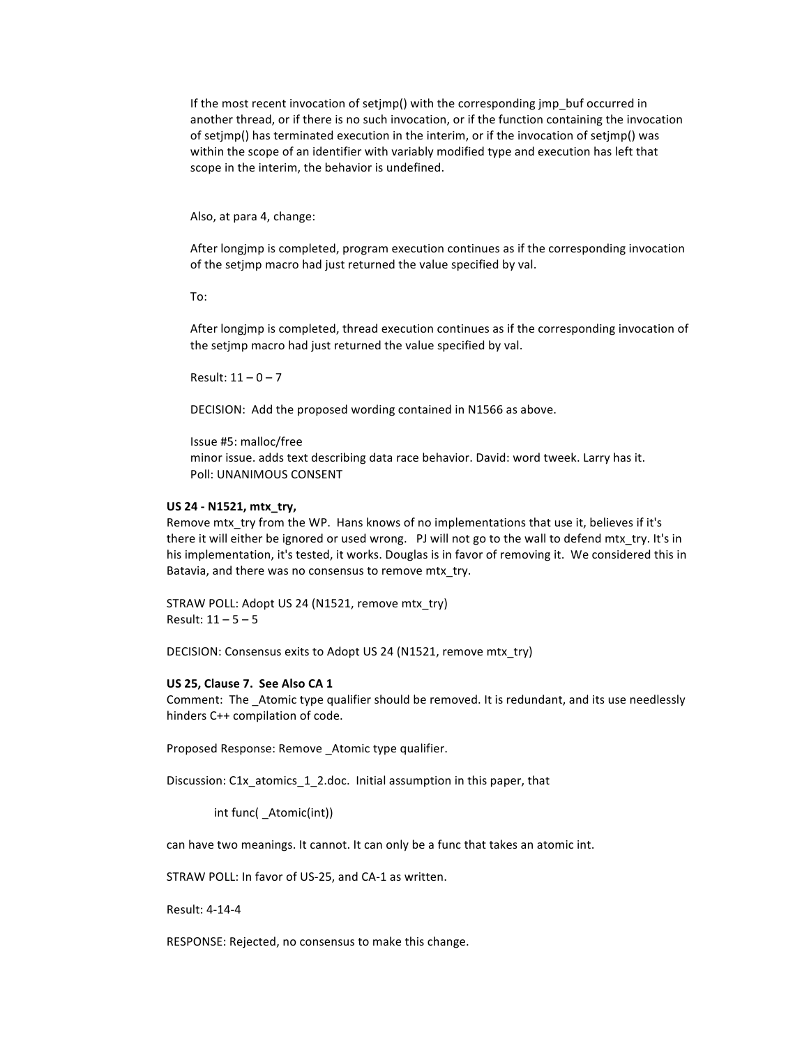If the most recent invocation of setjmp() with the corresponding jmp_buf occurred in another thread, or if there is no such invocation, or if the function containing the invocation of setjmp() has terminated execution in the interim, or if the invocation of setjmp() was within the scope of an identifier with variably modified type and execution has left that scope in the interim, the behavior is undefined.

Also, at para 4, change:

After longjmp is completed, program execution continues as if the corresponding invocation of the setjmp macro had just returned the value specified by val.

To:

After longjmp is completed, thread execution continues as if the corresponding invocation of the setjmp macro had just returned the value specified by val.

Result: 11 – 0 – 7

DECISION: Add the proposed wording contained in N1566 as above.

Issue #5: malloc/free
minor issue. adds text describing data race behavior. David: word tweek. Larry has it.
Poll: UNANIMOUS CONSENT

**US 24 - N1521, mtx_try,**
Remove mtx_try from the WP. Hans knows of no implementations that use it, believes if it's there it will either be ignored or used wrong. PJ will not go to the wall to defend mtx_try. It's in his implementation, it's tested, it works. Douglas is in favor of removing it. We considered this in Batavia, and there was no consensus to remove mtx_try.

STRAW POLL: Adopt US 24 (N1521, remove mtx_try)
Result: 11 – 5 – 5

DECISION: Consensus exits to Adopt US 24 (N1521, remove mtx_try)

**US 25, Clause 7. See Also CA 1**
Comment: The _Atomic type qualifier should be removed. It is redundant, and its use needlessly hinders C++ compilation of code.

Proposed Response: Remove _Atomic type qualifier.

Discussion: C1x_atomics_1_2.doc. Initial assumption in this paper, that

```
int func( _Atomic(int))
```

can have two meanings. It cannot. It can only be a func that takes an atomic int.

STRAW POLL: In favor of US-25, and CA-1 as written.

Result: 4-14-4

RESPONSE: Rejected, no consensus to make this change.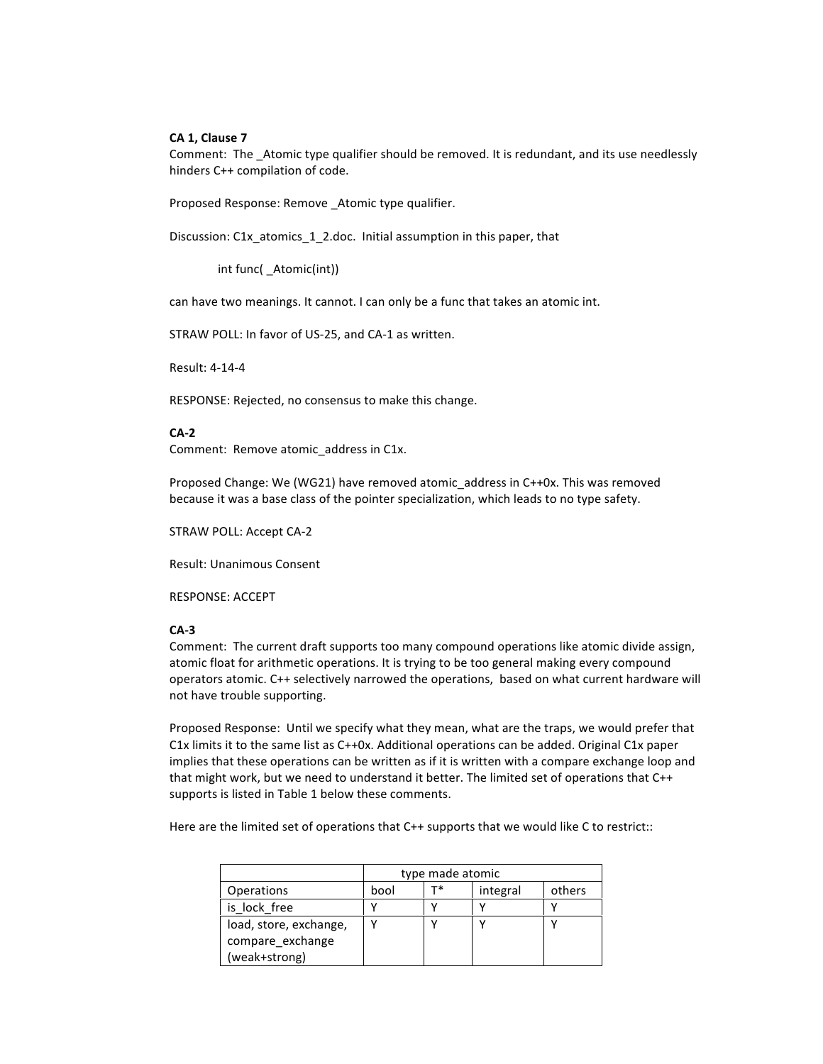**CA 1, Clause 7**
Comment: The _Atomic type qualifier should be removed. It is redundant, and its use needlessly hinders C++ compilation of code.

Proposed Response: Remove _Atomic type qualifier.

Discussion: C1x_atomics_1_2.doc. Initial assumption in this paper, that

```
int func( _Atomic(int))
```

can have two meanings. It cannot. I can only be a func that takes an atomic int.

STRAW POLL: In favor of US-25, and CA-1 as written.

Result: 4-14-4

RESPONSE: Rejected, no consensus to make this change.

**CA-2**
Comment: Remove atomic_address in C1x.

Proposed Change: We (WG21) have removed atomic_address in C++0x. This was removed because it was a base class of the pointer specialization, which leads to no type safety.

STRAW POLL: Accept CA-2

Result: Unanimous Consent

RESPONSE: ACCEPT

**CA-3**
Comment: The current draft supports too many compound operations like atomic divide assign, atomic float for arithmetic operations. It is trying to be too general making every compound operators atomic. C++ selectively narrowed the operations, based on what current hardware will not have trouble supporting.

Proposed Response: Until we specify what they mean, what are the traps, we would prefer that C1x limits it to the same list as C++0x. Additional operations can be added. Original C1x paper implies that these operations can be written as if it is written with a compare exchange loop and that might work, but we need to understand it better. The limited set of operations that C++ supports is listed in Table 1 below these comments.

Here are the limited set of operations that C++ supports that we would like C to restrict::

| | type made atomic | | | |
|---|---|---|---|---|
| Operations | bool | T* | integral | others |
| is_lock_free | Y | Y | Y | Y |
| load, store, exchange, compare_exchange (weak+strong) | Y | Y | Y | Y |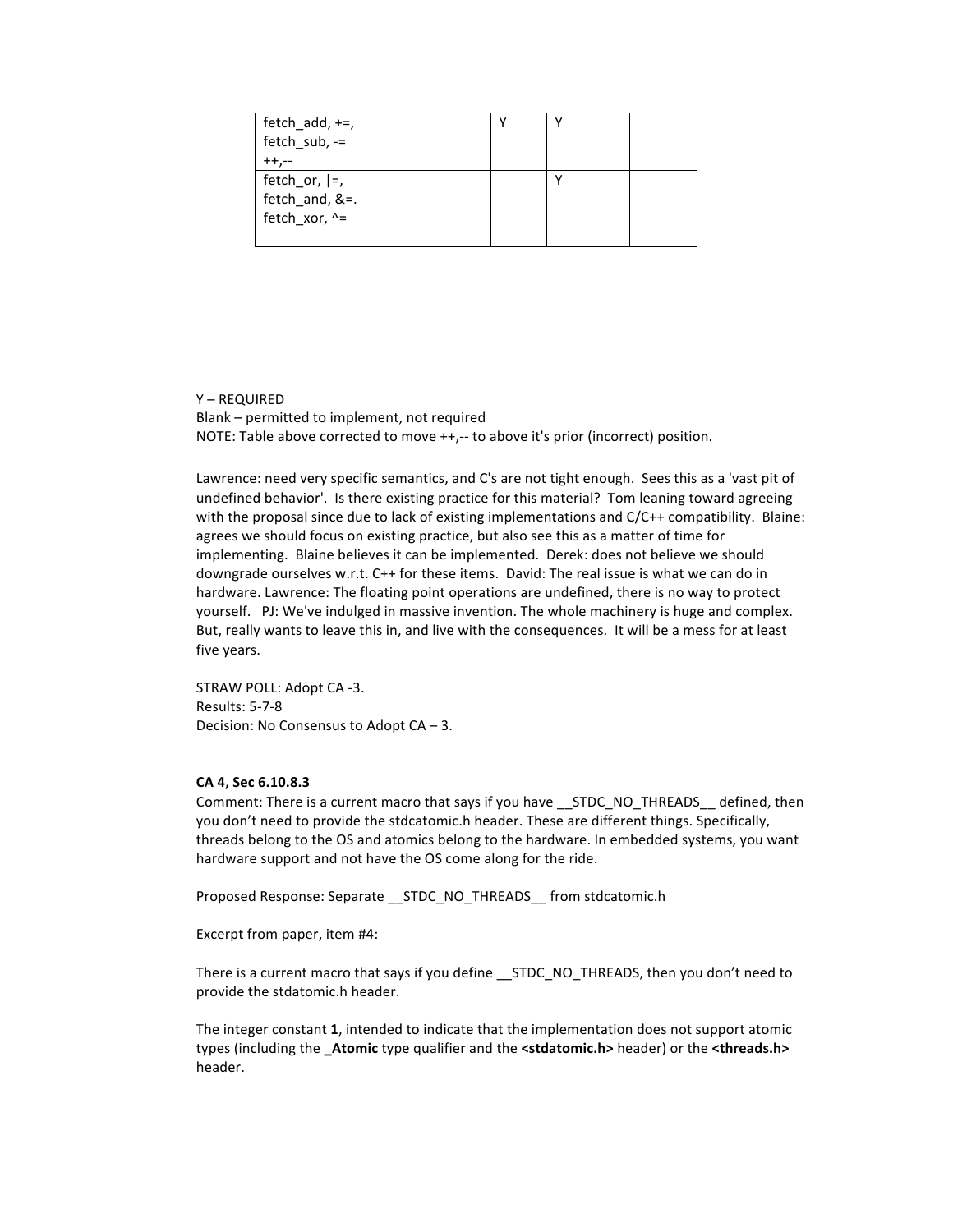| | | | | |
|---|---|---|---|---|
| fetch_add, +=,<br>fetch_sub, -=<br>++,-- | | Y | Y | |
| fetch_or, \|=,<br>fetch_and, &=.<br>fetch_xor, ^= | | | Y | |

Y – REQUIRED
Blank – permitted to implement, not required
NOTE: Table above corrected to move ++,-- to above it's prior (incorrect) position.

Lawrence: need very specific semantics, and C's are not tight enough. Sees this as a 'vast pit of undefined behavior'. Is there existing practice for this material? Tom leaning toward agreeing with the proposal since due to lack of existing implementations and C/C++ compatibility. Blaine: agrees we should focus on existing practice, but also see this as a matter of time for implementing. Blaine believes it can be implemented. Derek: does not believe we should downgrade ourselves w.r.t. C++ for these items. David: The real issue is what we can do in hardware. Lawrence: The floating point operations are undefined, there is no way to protect yourself. PJ: We've indulged in massive invention. The whole machinery is huge and complex. But, really wants to leave this in, and live with the consequences. It will be a mess for at least five years.

STRAW POLL: Adopt CA -3.
Results: 5-7-8
Decision: No Consensus to Adopt CA – 3.

**CA 4, Sec 6.10.8.3**

Comment: There is a current macro that says if you have __STDC_NO_THREADS__ defined, then you don't need to provide the stdcatomic.h header. These are different things. Specifically, threads belong to the OS and atomics belong to the hardware. In embedded systems, you want hardware support and not have the OS come along for the ride.

Proposed Response: Separate __STDC_NO_THREADS__ from stdcatomic.h

Excerpt from paper, item #4:

There is a current macro that says if you define __STDC_NO_THREADS, then you don't need to provide the stdatomic.h header.

The integer constant **1**, intended to indicate that the implementation does not support atomic types (including the **_Atomic** type qualifier and the **<stdatomic.h>** header) or the **<threads.h>** header.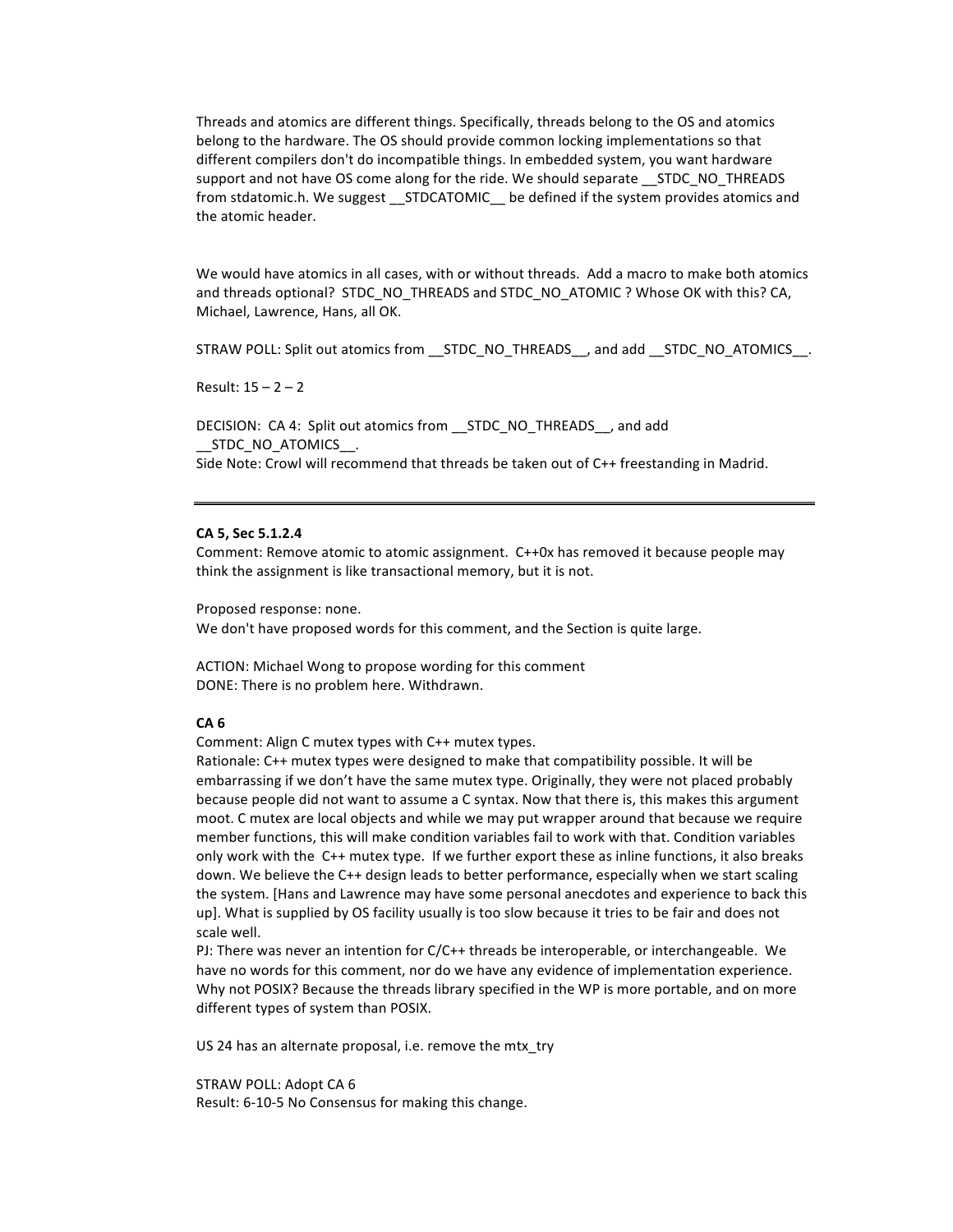Threads and atomics are different things. Specifically, threads belong to the OS and atomics belong to the hardware. The OS should provide common locking implementations so that different compilers don't do incompatible things. In embedded system, you want hardware support and not have OS come along for the ride. We should separate __STDC_NO_THREADS from stdatomic.h. We suggest __STDCATOMIC__ be defined if the system provides atomics and the atomic header.

We would have atomics in all cases, with or without threads. Add a macro to make both atomics and threads optional? STDC_NO_THREADS and STDC_NO_ATOMIC ? Whose OK with this? CA, Michael, Lawrence, Hans, all OK.

STRAW POLL: Split out atomics from __STDC_NO_THREADS__, and add __STDC_NO_ATOMICS__.

Result: 15 – 2 – 2

DECISION: CA 4: Split out atomics from __STDC_NO_THREADS__, and add __STDC_NO_ATOMICS__.
Side Note: Crowl will recommend that threads be taken out of C++ freestanding in Madrid.

---

**CA 5, Sec 5.1.2.4**
Comment: Remove atomic to atomic assignment. C++0x has removed it because people may think the assignment is like transactional memory, but it is not.

Proposed response: none.
We don't have proposed words for this comment, and the Section is quite large.

ACTION: Michael Wong to propose wording for this comment
DONE: There is no problem here. Withdrawn.

**CA 6**
Comment: Align C mutex types with C++ mutex types.
Rationale: C++ mutex types were designed to make that compatibility possible. It will be embarrassing if we don't have the same mutex type. Originally, they were not placed probably because people did not want to assume a C syntax. Now that there is, this makes this argument moot. C mutex are local objects and while we may put wrapper around that because we require member functions, this will make condition variables fail to work with that. Condition variables only work with the C++ mutex type. If we further export these as inline functions, it also breaks down. We believe the C++ design leads to better performance, especially when we start scaling the system. [Hans and Lawrence may have some personal anecdotes and experience to back this up]. What is supplied by OS facility usually is too slow because it tries to be fair and does not scale well.
PJ: There was never an intention for C/C++ threads be interoperable, or interchangeable. We have no words for this comment, nor do we have any evidence of implementation experience. Why not POSIX? Because the threads library specified in the WP is more portable, and on more different types of system than POSIX.

US 24 has an alternate proposal, i.e. remove the mtx_try

STRAW POLL: Adopt CA 6
Result: 6-10-5 No Consensus for making this change.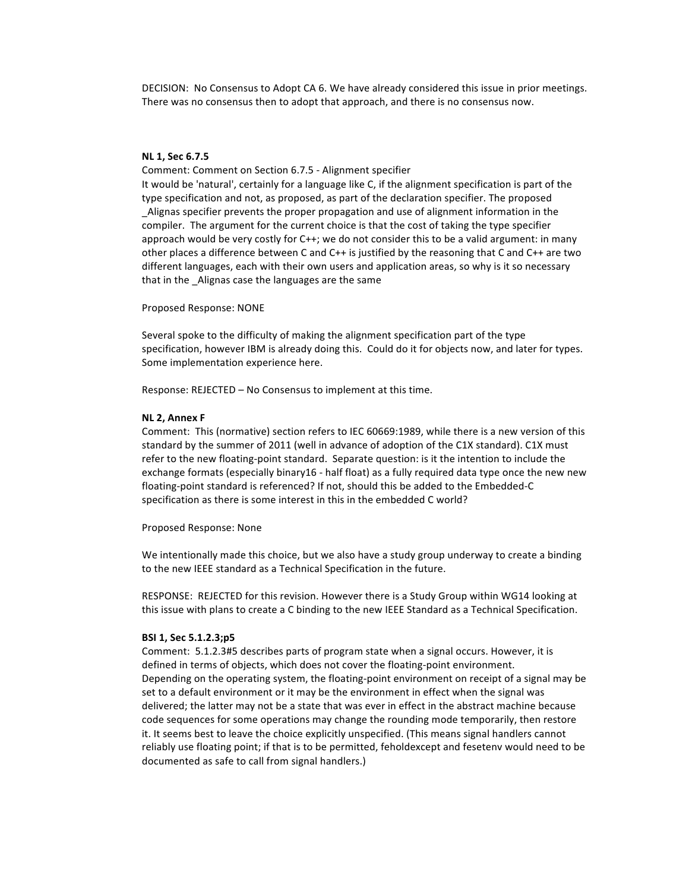DECISION: No Consensus to Adopt CA 6. We have already considered this issue in prior meetings. There was no consensus then to adopt that approach, and there is no consensus now.

**NL 1, Sec 6.7.5**

Comment: Comment on Section 6.7.5 - Alignment specifier

It would be 'natural', certainly for a language like C, if the alignment specification is part of the type specification and not, as proposed, as part of the declaration specifier. The proposed _Alignas specifier prevents the proper propagation and use of alignment information in the compiler. The argument for the current choice is that the cost of taking the type specifier approach would be very costly for C++; we do not consider this to be a valid argument: in many other places a difference between C and C++ is justified by the reasoning that C and C++ are two different languages, each with their own users and application areas, so why is it so necessary that in the _Alignas case the languages are the same

Proposed Response: NONE

Several spoke to the difficulty of making the alignment specification part of the type specification, however IBM is already doing this. Could do it for objects now, and later for types. Some implementation experience here.

Response: REJECTED – No Consensus to implement at this time.

**NL 2, Annex F**

Comment: This (normative) section refers to IEC 60669:1989, while there is a new version of this standard by the summer of 2011 (well in advance of adoption of the C1X standard). C1X must refer to the new floating-point standard. Separate question: is it the intention to include the exchange formats (especially binary16 - half float) as a fully required data type once the new new floating-point standard is referenced? If not, should this be added to the Embedded-C specification as there is some interest in this in the embedded C world?

Proposed Response: None

We intentionally made this choice, but we also have a study group underway to create a binding to the new IEEE standard as a Technical Specification in the future.

RESPONSE: REJECTED for this revision. However there is a Study Group within WG14 looking at this issue with plans to create a C binding to the new IEEE Standard as a Technical Specification.

**BSI 1, Sec 5.1.2.3;p5**

Comment: 5.1.2.3#5 describes parts of program state when a signal occurs. However, it is defined in terms of objects, which does not cover the floating-point environment. Depending on the operating system, the floating-point environment on receipt of a signal may be set to a default environment or it may be the environment in effect when the signal was delivered; the latter may not be a state that was ever in effect in the abstract machine because code sequences for some operations may change the rounding mode temporarily, then restore it. It seems best to leave the choice explicitly unspecified. (This means signal handlers cannot reliably use floating point; if that is to be permitted, feholdexcept and fesetenv would need to be documented as safe to call from signal handlers.)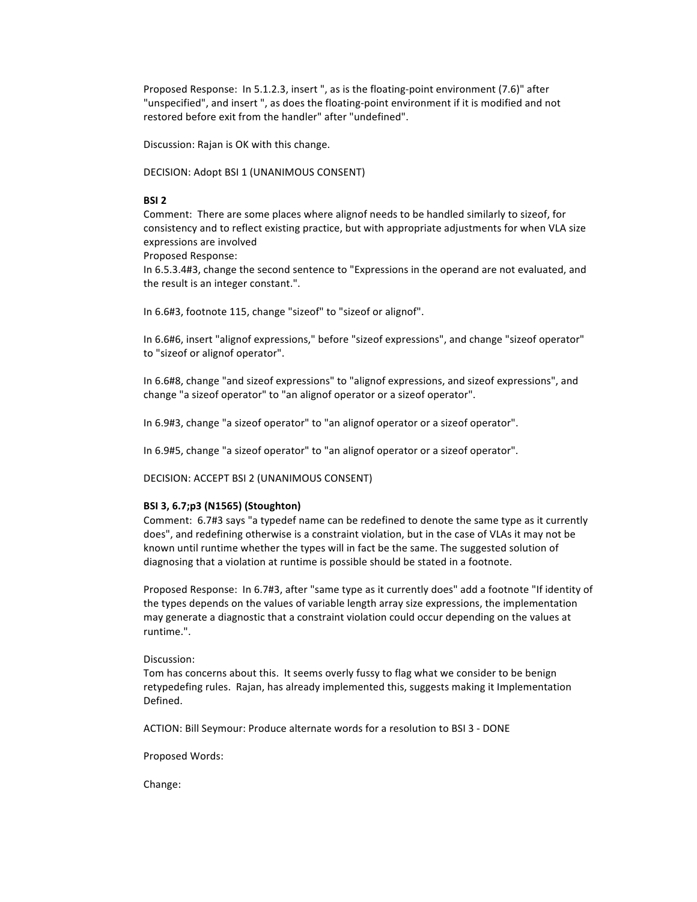Proposed Response: In 5.1.2.3, insert ", as is the floating-point environment (7.6)" after "unspecified", and insert ", as does the floating-point environment if it is modified and not restored before exit from the handler" after "undefined".

Discussion: Rajan is OK with this change.

DECISION: Adopt BSI 1 (UNANIMOUS CONSENT)

**BSI 2**

Comment: There are some places where alignof needs to be handled similarly to sizeof, for consistency and to reflect existing practice, but with appropriate adjustments for when VLA size expressions are involved

Proposed Response:

In 6.5.3.4#3, change the second sentence to "Expressions in the operand are not evaluated, and the result is an integer constant.".

In 6.6#3, footnote 115, change "sizeof" to "sizeof or alignof".

In 6.6#6, insert "alignof expressions," before "sizeof expressions", and change "sizeof operator" to "sizeof or alignof operator".

In 6.6#8, change "and sizeof expressions" to "alignof expressions, and sizeof expressions", and change "a sizeof operator" to "an alignof operator or a sizeof operator".

In 6.9#3, change "a sizeof operator" to "an alignof operator or a sizeof operator".

In 6.9#5, change "a sizeof operator" to "an alignof operator or a sizeof operator".

DECISION: ACCEPT BSI 2 (UNANIMOUS CONSENT)

**BSI 3, 6.7;p3 (N1565) (Stoughton)**

Comment: 6.7#3 says "a typedef name can be redefined to denote the same type as it currently does", and redefining otherwise is a constraint violation, but in the case of VLAs it may not be known until runtime whether the types will in fact be the same. The suggested solution of diagnosing that a violation at runtime is possible should be stated in a footnote.

Proposed Response: In 6.7#3, after "same type as it currently does" add a footnote "If identity of the types depends on the values of variable length array size expressions, the implementation may generate a diagnostic that a constraint violation could occur depending on the values at runtime.".

Discussion:

Tom has concerns about this. It seems overly fussy to flag what we consider to be benign retypedefing rules. Rajan, has already implemented this, suggests making it Implementation Defined.

ACTION: Bill Seymour: Produce alternate words for a resolution to BSI 3 - DONE

Proposed Words:

Change: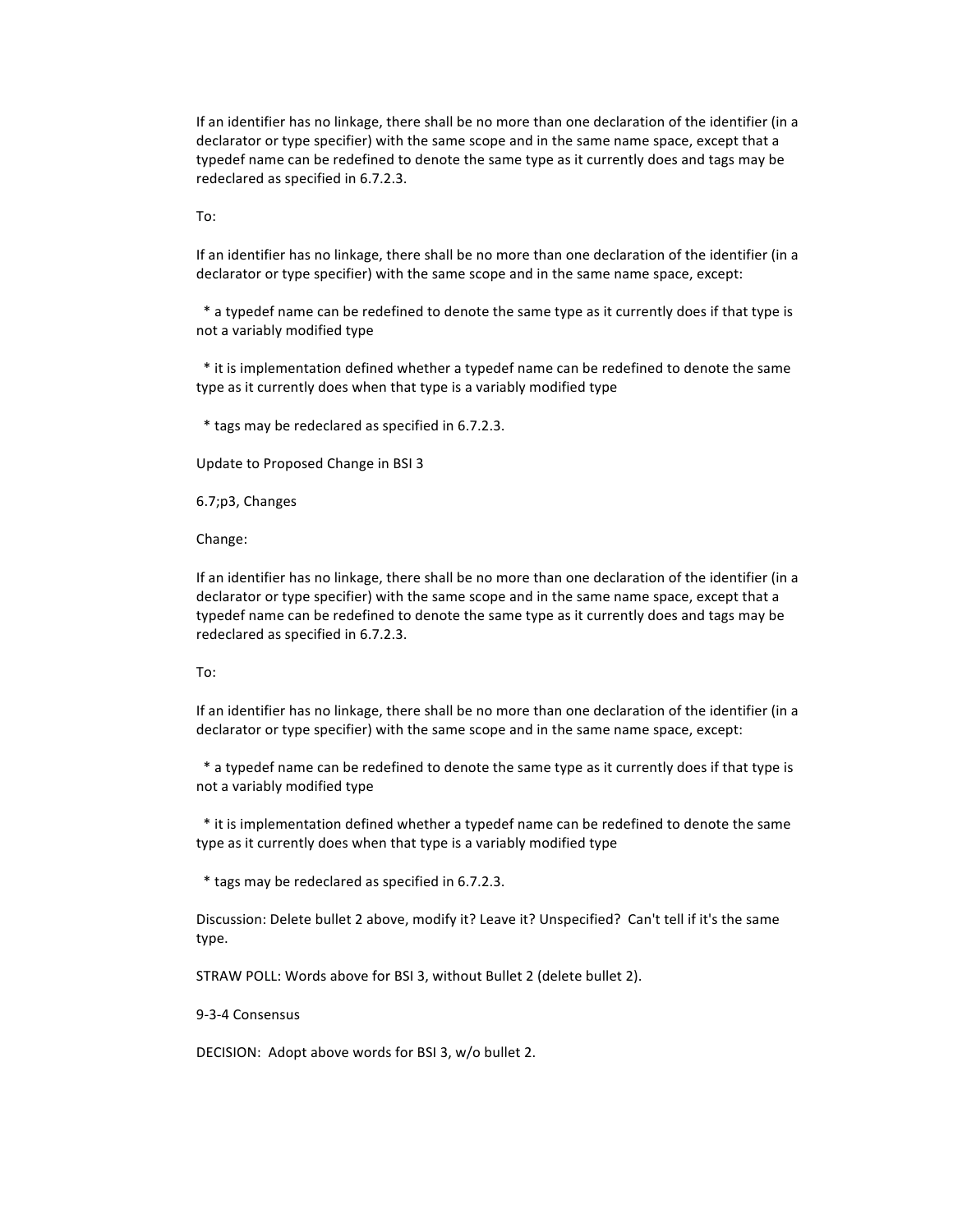If an identifier has no linkage, there shall be no more than one declaration of the identifier (in a declarator or type specifier) with the same scope and in the same name space, except that a typedef name can be redefined to denote the same type as it currently does and tags may be redeclared as specified in 6.7.2.3.

To:

If an identifier has no linkage, there shall be no more than one declaration of the identifier (in a declarator or type specifier) with the same scope and in the same name space, except:

* a typedef name can be redefined to denote the same type as it currently does if that type is not a variably modified type

* it is implementation defined whether a typedef name can be redefined to denote the same type as it currently does when that type is a variably modified type

* tags may be redeclared as specified in 6.7.2.3.

Update to Proposed Change in BSI 3

6.7;p3, Changes

Change:

If an identifier has no linkage, there shall be no more than one declaration of the identifier (in a declarator or type specifier) with the same scope and in the same name space, except that a typedef name can be redefined to denote the same type as it currently does and tags may be redeclared as specified in 6.7.2.3.

To:

If an identifier has no linkage, there shall be no more than one declaration of the identifier (in a declarator or type specifier) with the same scope and in the same name space, except:

* a typedef name can be redefined to denote the same type as it currently does if that type is not a variably modified type

* it is implementation defined whether a typedef name can be redefined to denote the same type as it currently does when that type is a variably modified type

* tags may be redeclared as specified in 6.7.2.3.

Discussion: Delete bullet 2 above, modify it? Leave it? Unspecified? Can't tell if it's the same type.

STRAW POLL: Words above for BSI 3, without Bullet 2 (delete bullet 2).

9-3-4 Consensus

DECISION: Adopt above words for BSI 3, w/o bullet 2.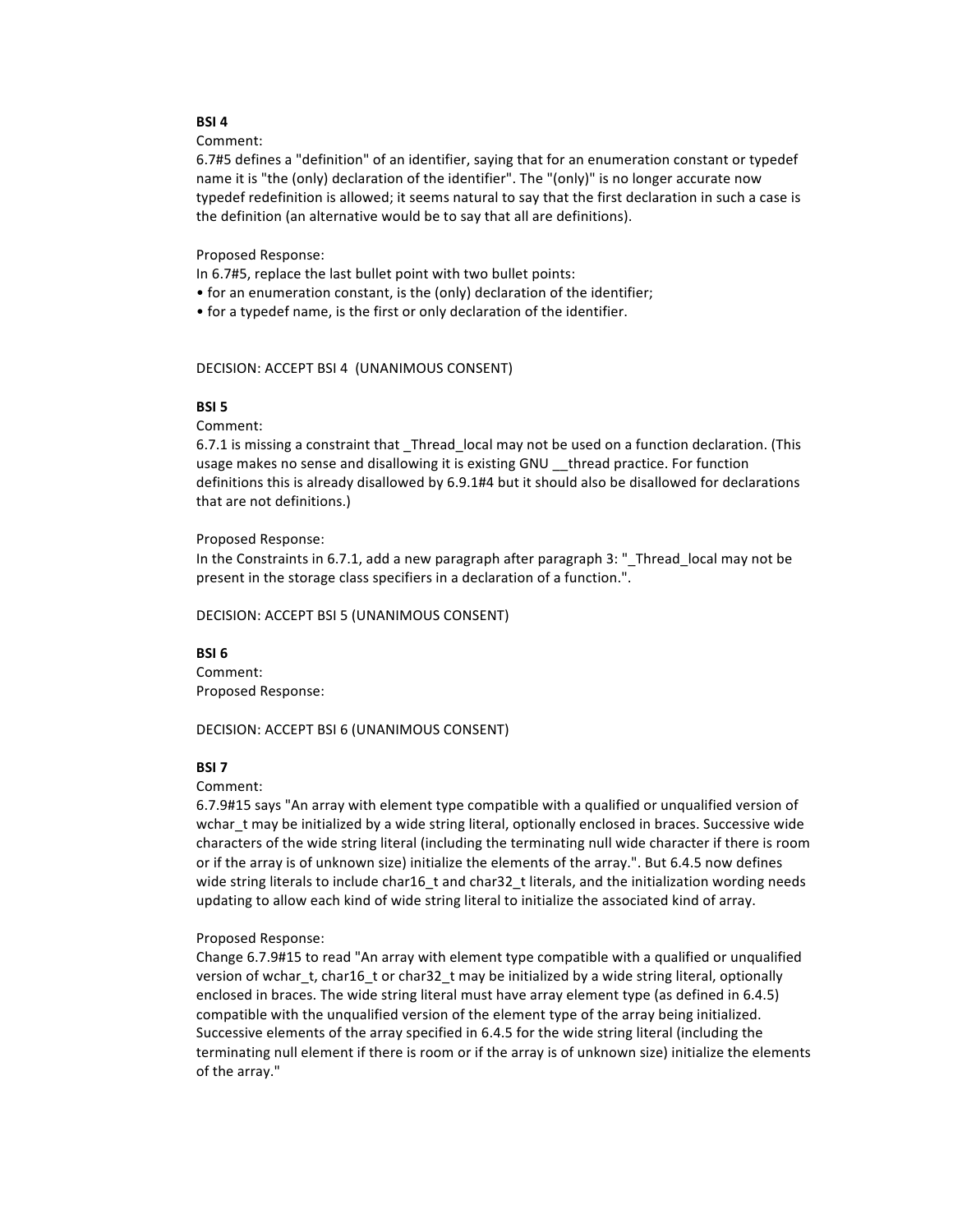**BSI 4**

Comment:
6.7#5 defines a "definition" of an identifier, saying that for an enumeration constant or typedef name it is "the (only) declaration of the identifier". The "(only)" is no longer accurate now typedef redefinition is allowed; it seems natural to say that the first declaration in such a case is the definition (an alternative would be to say that all are definitions).

Proposed Response:
In 6.7#5, replace the last bullet point with two bullet points:

- for an enumeration constant, is the (only) declaration of the identifier;
- for a typedef name, is the first or only declaration of the identifier.

DECISION: ACCEPT BSI 4 (UNANIMOUS CONSENT)

**BSI 5**

Comment:
6.7.1 is missing a constraint that _Thread_local may not be used on a function declaration. (This usage makes no sense and disallowing it is existing GNU __thread practice. For function definitions this is already disallowed by 6.9.1#4 but it should also be disallowed for declarations that are not definitions.)

Proposed Response:
In the Constraints in 6.7.1, add a new paragraph after paragraph 3: "_Thread_local may not be present in the storage class specifiers in a declaration of a function.".

DECISION: ACCEPT BSI 5 (UNANIMOUS CONSENT)

**BSI 6**

Comment:
Proposed Response:

DECISION: ACCEPT BSI 6 (UNANIMOUS CONSENT)

**BSI 7**

Comment:
6.7.9#15 says "An array with element type compatible with a qualified or unqualified version of wchar_t may be initialized by a wide string literal, optionally enclosed in braces. Successive wide characters of the wide string literal (including the terminating null wide character if there is room or if the array is of unknown size) initialize the elements of the array.". But 6.4.5 now defines wide string literals to include char16_t and char32_t literals, and the initialization wording needs updating to allow each kind of wide string literal to initialize the associated kind of array.

Proposed Response:
Change 6.7.9#15 to read "An array with element type compatible with a qualified or unqualified version of wchar_t, char16_t or char32_t may be initialized by a wide string literal, optionally enclosed in braces. The wide string literal must have array element type (as defined in 6.4.5) compatible with the unqualified version of the element type of the array being initialized. Successive elements of the array specified in 6.4.5 for the wide string literal (including the terminating null element if there is room or if the array is of unknown size) initialize the elements of the array."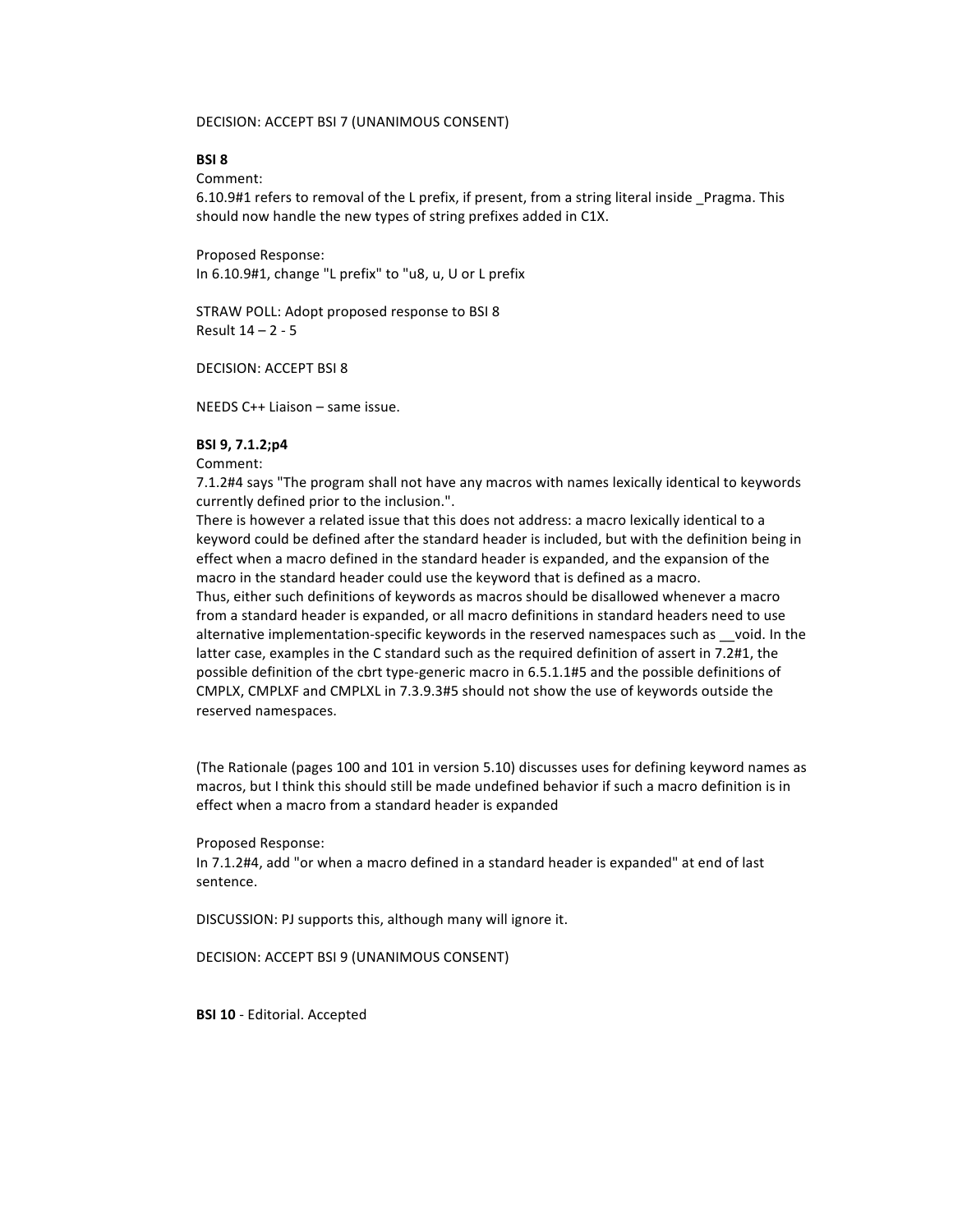DECISION: ACCEPT BSI 7 (UNANIMOUS CONSENT)

**BSI 8**

Comment:
6.10.9#1 refers to removal of the L prefix, if present, from a string literal inside _Pragma. This should now handle the new types of string prefixes added in C1X.

Proposed Response:
In 6.10.9#1, change "L prefix" to "u8, u, U or L prefix

STRAW POLL: Adopt proposed response to BSI 8
Result 14 – 2 - 5

DECISION: ACCEPT BSI 8

NEEDS C++ Liaison – same issue.

**BSI 9, 7.1.2;p4**

Comment:
7.1.2#4 says "The program shall not have any macros with names lexically identical to keywords currently defined prior to the inclusion.".
There is however a related issue that this does not address: a macro lexically identical to a keyword could be defined after the standard header is included, but with the definition being in effect when a macro defined in the standard header is expanded, and the expansion of the macro in the standard header could use the keyword that is defined as a macro.
Thus, either such definitions of keywords as macros should be disallowed whenever a macro from a standard header is expanded, or all macro definitions in standard headers need to use alternative implementation-specific keywords in the reserved namespaces such as __void. In the latter case, examples in the C standard such as the required definition of assert in 7.2#1, the possible definition of the cbrt type-generic macro in 6.5.1.1#5 and the possible definitions of CMPLX, CMPLXF and CMPLXL in 7.3.9.3#5 should not show the use of keywords outside the reserved namespaces.

(The Rationale (pages 100 and 101 in version 5.10) discusses uses for defining keyword names as macros, but I think this should still be made undefined behavior if such a macro definition is in effect when a macro from a standard header is expanded

Proposed Response:
In 7.1.2#4, add "or when a macro defined in a standard header is expanded" at end of last sentence.

DISCUSSION: PJ supports this, although many will ignore it.

DECISION: ACCEPT BSI 9 (UNANIMOUS CONSENT)

**BSI 10** - Editorial. Accepted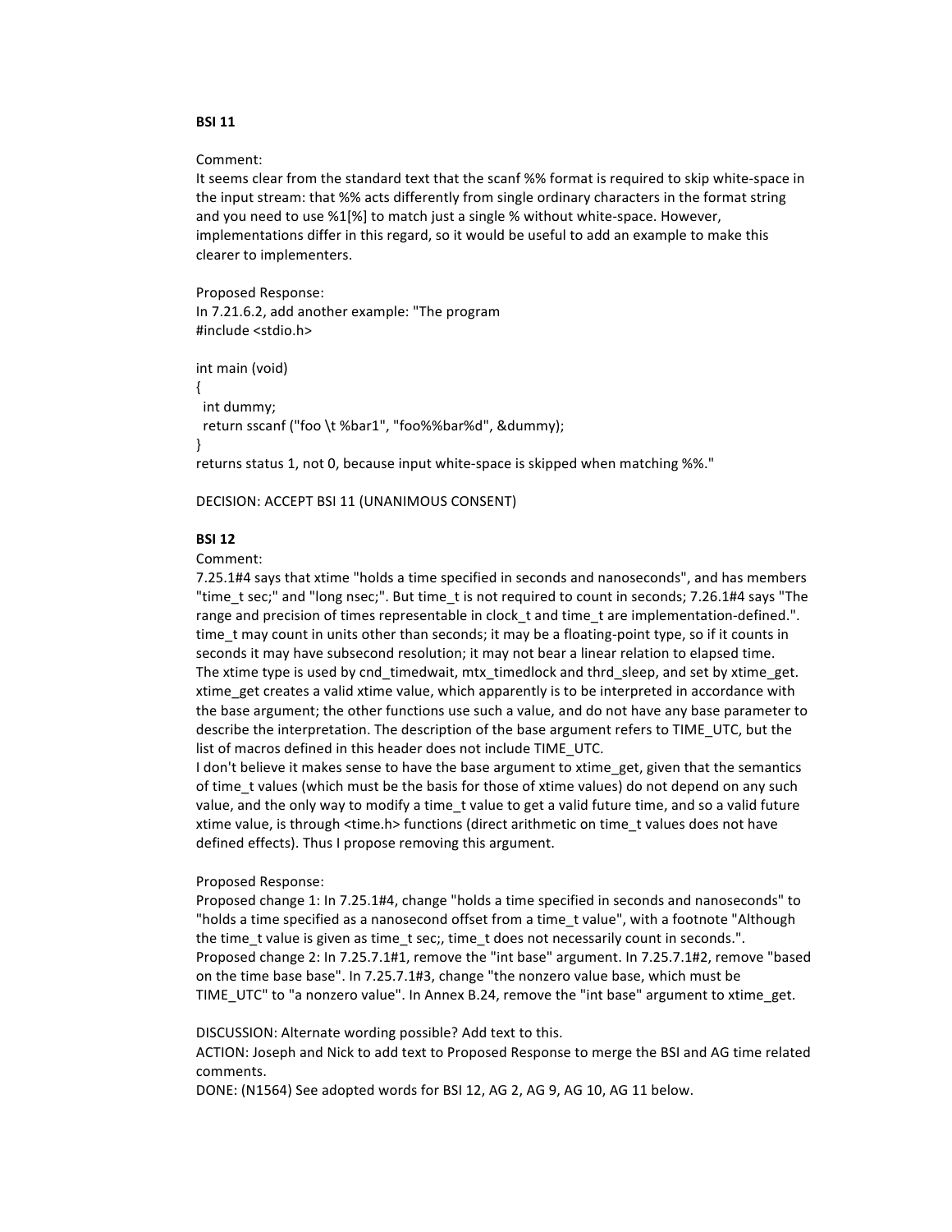**BSI 11**

Comment:
It seems clear from the standard text that the scanf %% format is required to skip white-space in the input stream: that %% acts differently from single ordinary characters in the format string and you need to use %1[%] to match just a single % without white-space. However, implementations differ in this regard, so it would be useful to add an example to make this clearer to implementers.

Proposed Response:
In 7.21.6.2, add another example: "The program

```
#include <stdio.h>

int main (void)
{
  int dummy;
  return sscanf ("foo \t %bar1", "foo%%bar%d", &dummy);
}
```

returns status 1, not 0, because input white-space is skipped when matching %%."

DECISION: ACCEPT BSI 11 (UNANIMOUS CONSENT)

**BSI 12**

Comment:
7.25.1#4 says that xtime "holds a time specified in seconds and nanoseconds", and has members "time_t sec;" and "long nsec;". But time_t is not required to count in seconds; 7.26.1#4 says "The range and precision of times representable in clock_t and time_t are implementation-defined.". time_t may count in units other than seconds; it may be a floating-point type, so if it counts in seconds it may have subsecond resolution; it may not bear a linear relation to elapsed time. The xtime type is used by cnd_timedwait, mtx_timedlock and thrd_sleep, and set by xtime_get. xtime_get creates a valid xtime value, which apparently is to be interpreted in accordance with the base argument; the other functions use such a value, and do not have any base parameter to describe the interpretation. The description of the base argument refers to TIME_UTC, but the list of macros defined in this header does not include TIME_UTC.
I don't believe it makes sense to have the base argument to xtime_get, given that the semantics of time_t values (which must be the basis for those of xtime values) do not depend on any such value, and the only way to modify a time_t value to get a valid future time, and so a valid future xtime value, is through <time.h> functions (direct arithmetic on time_t values does not have defined effects). Thus I propose removing this argument.

Proposed Response:
Proposed change 1: In 7.25.1#4, change "holds a time specified in seconds and nanoseconds" to "holds a time specified as a nanosecond offset from a time_t value", with a footnote "Although the time_t value is given as time_t sec;, time_t does not necessarily count in seconds.".
Proposed change 2: In 7.25.7.1#1, remove the "int base" argument. In 7.25.7.1#2, remove "based on the time base base". In 7.25.7.1#3, change "the nonzero value base, which must be TIME_UTC" to "a nonzero value". In Annex B.24, remove the "int base" argument to xtime_get.

DISCUSSION: Alternate wording possible? Add text to this.
ACTION: Joseph and Nick to add text to Proposed Response to merge the BSI and AG time related comments.
DONE: (N1564) See adopted words for BSI 12, AG 2, AG 9, AG 10, AG 11 below.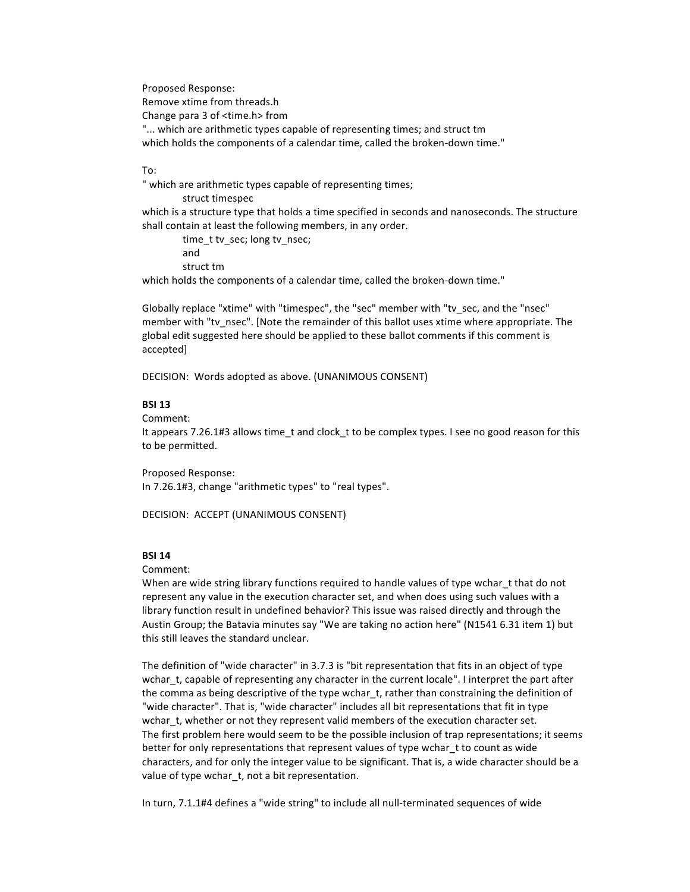Proposed Response:
Remove xtime from threads.h
Change para 3 of <time.h> from
"... which are arithmetic types capable of representing times; and struct tm
which holds the components of a calendar time, called the broken-down time."

To:
" which are arithmetic types capable of representing times;
 struct timespec
which is a structure type that holds a time specified in seconds and nanoseconds. The structure shall contain at least the following members, in any order.
 time_t tv_sec; long tv_nsec;
 and
 struct tm
which holds the components of a calendar time, called the broken-down time."

Globally replace "xtime" with "timespec", the "sec" member with "tv_sec, and the "nsec" member with "tv_nsec". [Note the remainder of this ballot uses xtime where appropriate. The global edit suggested here should be applied to these ballot comments if this comment is accepted]

DECISION: Words adopted as above. (UNANIMOUS CONSENT)

**BSI 13**

Comment:
It appears 7.26.1#3 allows time_t and clock_t to be complex types. I see no good reason for this to be permitted.

Proposed Response:
In 7.26.1#3, change "arithmetic types" to "real types".

DECISION: ACCEPT (UNANIMOUS CONSENT)

**BSI 14**

Comment:
When are wide string library functions required to handle values of type wchar_t that do not represent any value in the execution character set, and when does using such values with a library function result in undefined behavior? This issue was raised directly and through the Austin Group; the Batavia minutes say "We are taking no action here" (N1541 6.31 item 1) but this still leaves the standard unclear.

The definition of "wide character" in 3.7.3 is "bit representation that fits in an object of type wchar_t, capable of representing any character in the current locale". I interpret the part after the comma as being descriptive of the type wchar_t, rather than constraining the definition of "wide character". That is, "wide character" includes all bit representations that fit in type wchar_t, whether or not they represent valid members of the execution character set.
The first problem here would seem to be the possible inclusion of trap representations; it seems better for only representations that represent values of type wchar_t to count as wide characters, and for only the integer value to be significant. That is, a wide character should be a value of type wchar_t, not a bit representation.

In turn, 7.1.1#4 defines a "wide string" to include all null-terminated sequences of wide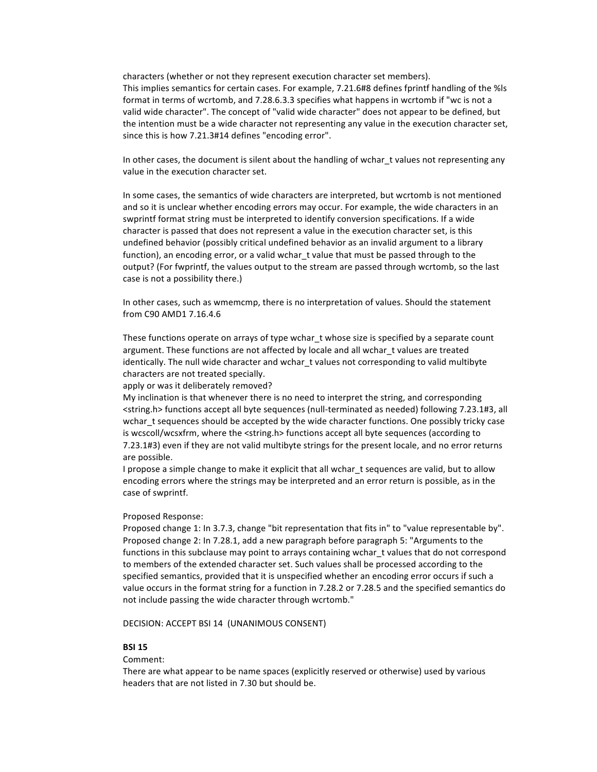characters (whether or not they represent execution character set members).
This implies semantics for certain cases. For example, 7.21.6#8 defines fprintf handling of the %ls format in terms of wcrtomb, and 7.28.6.3.3 specifies what happens in wcrtomb if "wc is not a valid wide character". The concept of "valid wide character" does not appear to be defined, but the intention must be a wide character not representing any value in the execution character set, since this is how 7.21.3#14 defines "encoding error".

In other cases, the document is silent about the handling of wchar_t values not representing any value in the execution character set.

In some cases, the semantics of wide characters are interpreted, but wcrtomb is not mentioned and so it is unclear whether encoding errors may occur. For example, the wide characters in an swprintf format string must be interpreted to identify conversion specifications. If a wide character is passed that does not represent a value in the execution character set, is this undefined behavior (possibly critical undefined behavior as an invalid argument to a library function), an encoding error, or a valid wchar_t value that must be passed through to the output? (For fwprintf, the values output to the stream are passed through wcrtomb, so the last case is not a possibility there.)

In other cases, such as wmemcmp, there is no interpretation of values. Should the statement from C90 AMD1 7.16.4.6

These functions operate on arrays of type wchar_t whose size is specified by a separate count argument. These functions are not affected by locale and all wchar_t values are treated identically. The null wide character and wchar_t values not corresponding to valid multibyte characters are not treated specially.
apply or was it deliberately removed?
My inclination is that whenever there is no need to interpret the string, and corresponding <string.h> functions accept all byte sequences (null-terminated as needed) following 7.23.1#3, all wchar_t sequences should be accepted by the wide character functions. One possibly tricky case is wcscoll/wcsxfrm, where the <string.h> functions accept all byte sequences (according to 7.23.1#3) even if they are not valid multibyte strings for the present locale, and no error returns are possible.
I propose a simple change to make it explicit that all wchar_t sequences are valid, but to allow encoding errors where the strings may be interpreted and an error return is possible, as in the case of swprintf.

Proposed Response:
Proposed change 1: In 3.7.3, change "bit representation that fits in" to "value representable by".
Proposed change 2: In 7.28.1, add a new paragraph before paragraph 5: "Arguments to the functions in this subclause may point to arrays containing wchar_t values that do not correspond to members of the extended character set. Such values shall be processed according to the specified semantics, provided that it is unspecified whether an encoding error occurs if such a value occurs in the format string for a function in 7.28.2 or 7.28.5 and the specified semantics do not include passing the wide character through wcrtomb."

DECISION: ACCEPT BSI 14 (UNANIMOUS CONSENT)

**BSI 15**
Comment:
There are what appear to be name spaces (explicitly reserved or otherwise) used by various headers that are not listed in 7.30 but should be.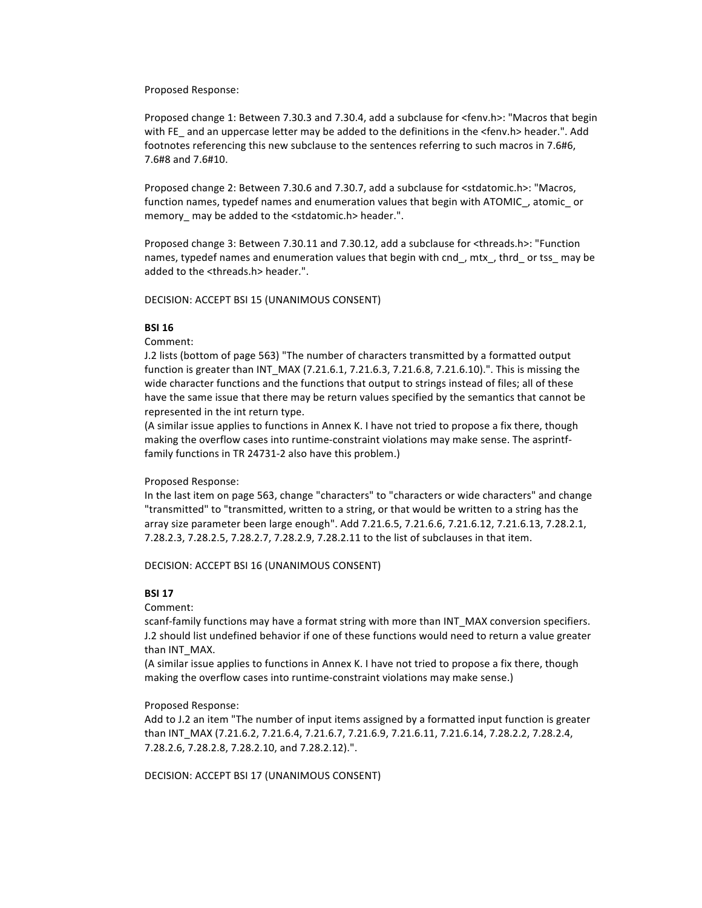Proposed Response:

Proposed change 1: Between 7.30.3 and 7.30.4, add a subclause for <fenv.h>: "Macros that begin with FE_ and an uppercase letter may be added to the definitions in the <fenv.h> header.". Add footnotes referencing this new subclause to the sentences referring to such macros in 7.6#6, 7.6#8 and 7.6#10.

Proposed change 2: Between 7.30.6 and 7.30.7, add a subclause for <stdatomic.h>: "Macros, function names, typedef names and enumeration values that begin with ATOMIC_, atomic_ or memory_ may be added to the <stdatomic.h> header.".

Proposed change 3: Between 7.30.11 and 7.30.12, add a subclause for <threads.h>: "Function names, typedef names and enumeration values that begin with cnd_, mtx_, thrd_ or tss_ may be added to the <threads.h> header.".

DECISION: ACCEPT BSI 15 (UNANIMOUS CONSENT)

**BSI 16**

Comment:
J.2 lists (bottom of page 563) "The number of characters transmitted by a formatted output function is greater than INT_MAX (7.21.6.1, 7.21.6.3, 7.21.6.8, 7.21.6.10).". This is missing the wide character functions and the functions that output to strings instead of files; all of these have the same issue that there may be return values specified by the semantics that cannot be represented in the int return type.
(A similar issue applies to functions in Annex K. I have not tried to propose a fix there, though making the overflow cases into runtime-constraint violations may make sense. The asprintf-family functions in TR 24731-2 also have this problem.)

Proposed Response:
In the last item on page 563, change "characters" to "characters or wide characters" and change "transmitted" to "transmitted, written to a string, or that would be written to a string has the array size parameter been large enough". Add 7.21.6.5, 7.21.6.6, 7.21.6.12, 7.21.6.13, 7.28.2.1, 7.28.2.3, 7.28.2.5, 7.28.2.7, 7.28.2.9, 7.28.2.11 to the list of subclauses in that item.

DECISION: ACCEPT BSI 16 (UNANIMOUS CONSENT)

**BSI 17**

Comment:
scanf-family functions may have a format string with more than INT_MAX conversion specifiers. J.2 should list undefined behavior if one of these functions would need to return a value greater than INT_MAX.
(A similar issue applies to functions in Annex K. I have not tried to propose a fix there, though making the overflow cases into runtime-constraint violations may make sense.)

Proposed Response:
Add to J.2 an item "The number of input items assigned by a formatted input function is greater than INT_MAX (7.21.6.2, 7.21.6.4, 7.21.6.7, 7.21.6.9, 7.21.6.11, 7.21.6.14, 7.28.2.2, 7.28.2.4, 7.28.2.6, 7.28.2.8, 7.28.2.10, and 7.28.2.12).".

DECISION: ACCEPT BSI 17 (UNANIMOUS CONSENT)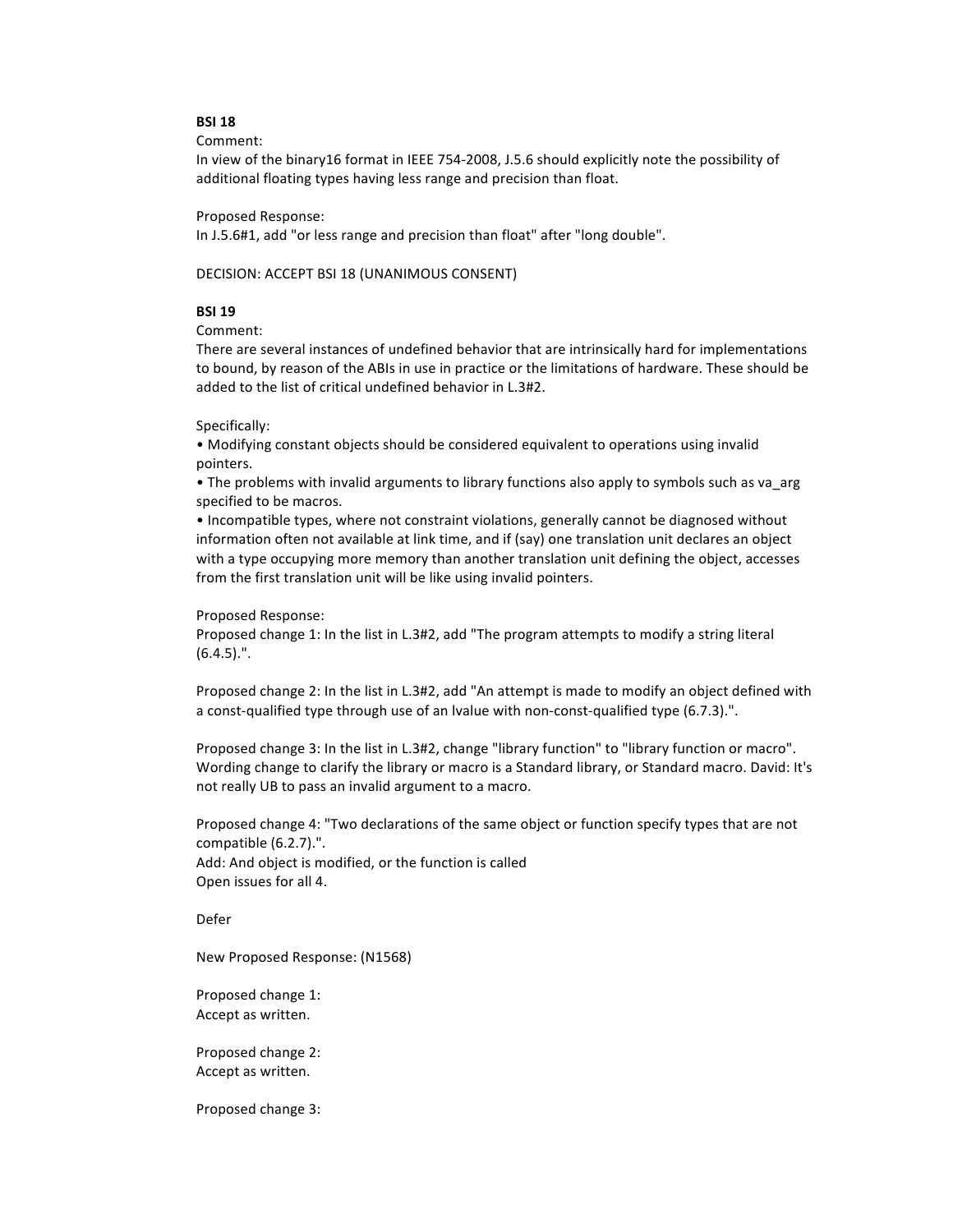**BSI 18**
Comment:
In view of the binary16 format in IEEE 754-2008, J.5.6 should explicitly note the possibility of additional floating types having less range and precision than float.

Proposed Response:
In J.5.6#1, add "or less range and precision than float" after "long double".

DECISION: ACCEPT BSI 18 (UNANIMOUS CONSENT)

**BSI 19**
Comment:
There are several instances of undefined behavior that are intrinsically hard for implementations to bound, by reason of the ABIs in use in practice or the limitations of hardware. These should be added to the list of critical undefined behavior in L.3#2.

Specifically:
• Modifying constant objects should be considered equivalent to operations using invalid pointers.
• The problems with invalid arguments to library functions also apply to symbols such as va_arg specified to be macros.
• Incompatible types, where not constraint violations, generally cannot be diagnosed without information often not available at link time, and if (say) one translation unit declares an object with a type occupying more memory than another translation unit defining the object, accesses from the first translation unit will be like using invalid pointers.

Proposed Response:
Proposed change 1: In the list in L.3#2, add "The program attempts to modify a string literal (6.4.5).".

Proposed change 2: In the list in L.3#2, add "An attempt is made to modify an object defined with a const-qualified type through use of an lvalue with non-const-qualified type (6.7.3).".

Proposed change 3: In the list in L.3#2, change "library function" to "library function or macro". Wording change to clarify the library or macro is a Standard library, or Standard macro. David: It's not really UB to pass an invalid argument to a macro.

Proposed change 4: "Two declarations of the same object or function specify types that are not compatible (6.2.7).".
Add: And object is modified, or the function is called
Open issues for all 4.

Defer

New Proposed Response: (N1568)

Proposed change 1:
Accept as written.

Proposed change 2:
Accept as written.

Proposed change 3: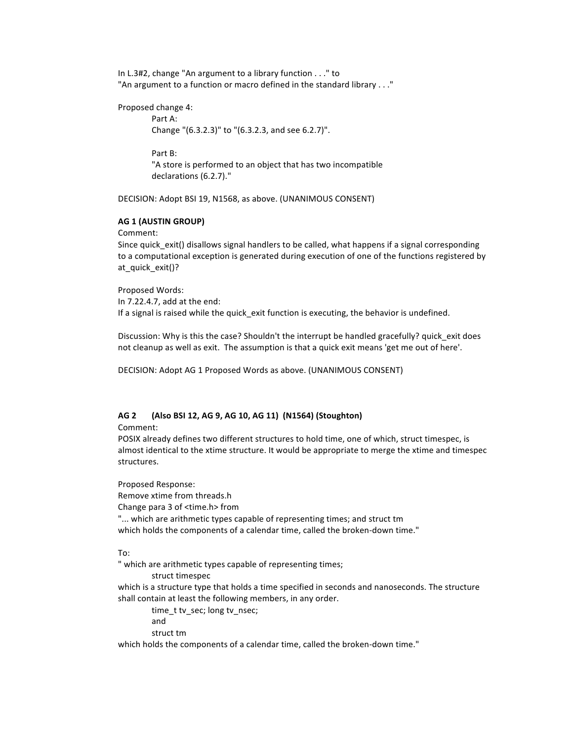In L.3#2, change "An argument to a library function . . ." to
"An argument to a function or macro defined in the standard library . . ."

Proposed change 4:

Part A:
Change "(6.3.2.3)" to "(6.3.2.3, and see 6.2.7)".

Part B:
"A store is performed to an object that has two incompatible
declarations (6.2.7)."

DECISION: Adopt BSI 19, N1568, as above. (UNANIMOUS CONSENT)

**AG 1 (AUSTIN GROUP)**

Comment:
Since quick_exit() disallows signal handlers to be called, what happens if a signal corresponding to a computational exception is generated during execution of one of the functions registered by at_quick_exit()?

Proposed Words:
In 7.22.4.7, add at the end:
If a signal is raised while the quick_exit function is executing, the behavior is undefined.

Discussion: Why is this the case? Shouldn't the interrupt be handled gracefully? quick_exit does not cleanup as well as exit. The assumption is that a quick exit means 'get me out of here'.

DECISION: Adopt AG 1 Proposed Words as above. (UNANIMOUS CONSENT)

**AG 2 (Also BSI 12, AG 9, AG 10, AG 11) (N1564) (Stoughton)**

Comment:
POSIX already defines two different structures to hold time, one of which, struct timespec, is almost identical to the xtime structure. It would be appropriate to merge the xtime and timespec structures.

Proposed Response:
Remove xtime from threads.h
Change para 3 of <time.h> from
"... which are arithmetic types capable of representing times; and struct tm
which holds the components of a calendar time, called the broken-down time."

To:
" which are arithmetic types capable of representing times;

struct timespec

which is a structure type that holds a time specified in seconds and nanoseconds. The structure shall contain at least the following members, in any order.

time_t tv_sec; long tv_nsec;

and

struct tm

which holds the components of a calendar time, called the broken-down time."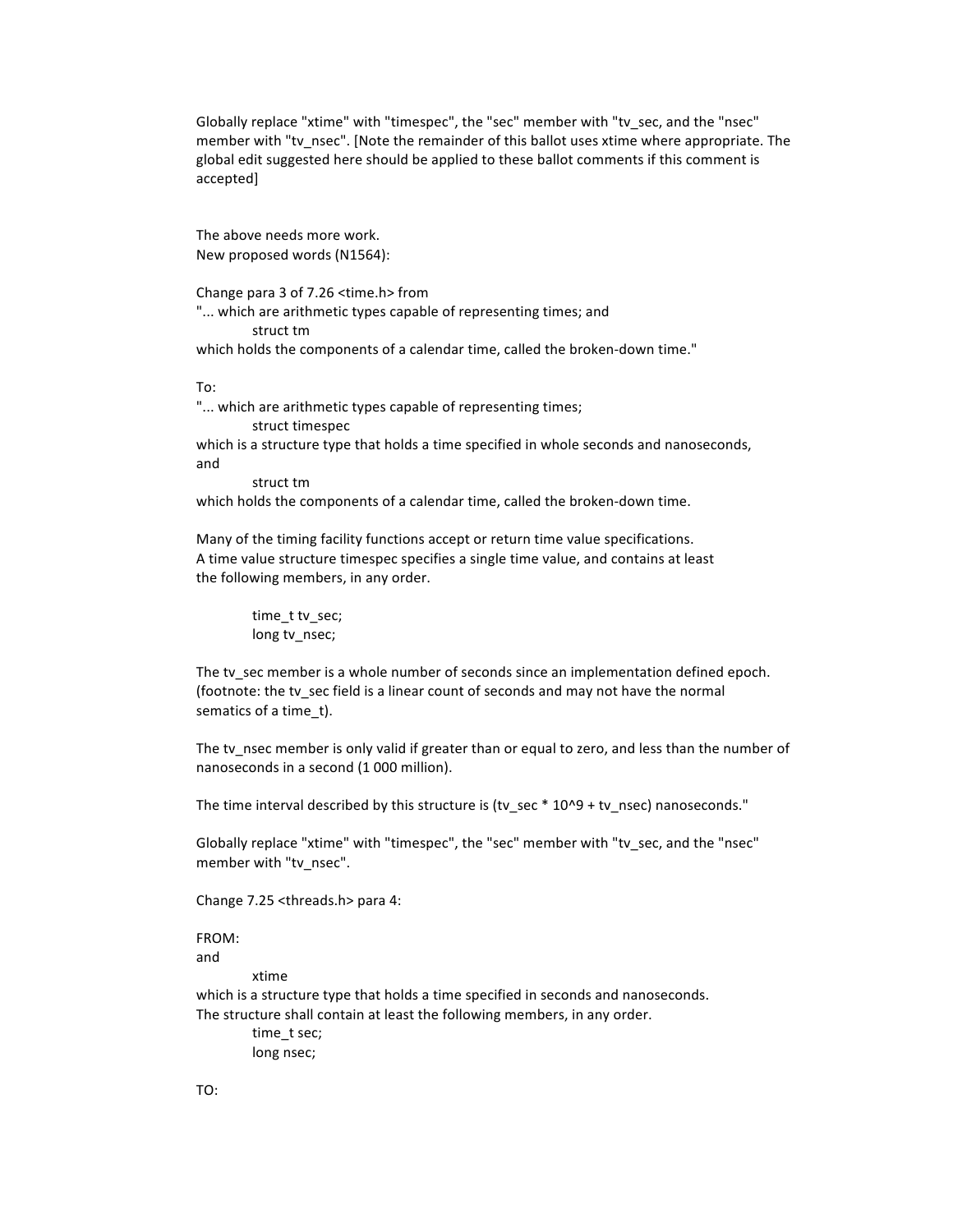Globally replace "xtime" with "timespec", the "sec" member with "tv_sec, and the "nsec" member with "tv_nsec". [Note the remainder of this ballot uses xtime where appropriate. The global edit suggested here should be applied to these ballot comments if this comment is accepted]

The above needs more work.
New proposed words (N1564):

Change para 3 of 7.26 <time.h> from
"... which are arithmetic types capable of representing times; and

```
struct tm
```

which holds the components of a calendar time, called the broken-down time."

To:
"... which are arithmetic types capable of representing times;

```
struct timespec
```

which is a structure type that holds a time specified in whole seconds and nanoseconds, and

```
struct tm
```

which holds the components of a calendar time, called the broken-down time.

Many of the timing facility functions accept or return time value specifications.
A time value structure timespec specifies a single time value, and contains at least the following members, in any order.

```
time_t tv_sec;
long tv_nsec;
```

The tv_sec member is a whole number of seconds since an implementation defined epoch. (footnote: the tv_sec field is a linear count of seconds and may not have the normal sematics of a time_t).

The tv_nsec member is only valid if greater than or equal to zero, and less than the number of nanoseconds in a second (1 000 million).

The time interval described by this structure is (tv_sec * 10^9 + tv_nsec) nanoseconds."

Globally replace "xtime" with "timespec", the "sec" member with "tv_sec, and the "nsec" member with "tv_nsec".

Change 7.25 <threads.h> para 4:

FROM:
and

```
xtime
```

which is a structure type that holds a time specified in seconds and nanoseconds.
The structure shall contain at least the following members, in any order.

```
time_t sec;
long nsec;
```

TO: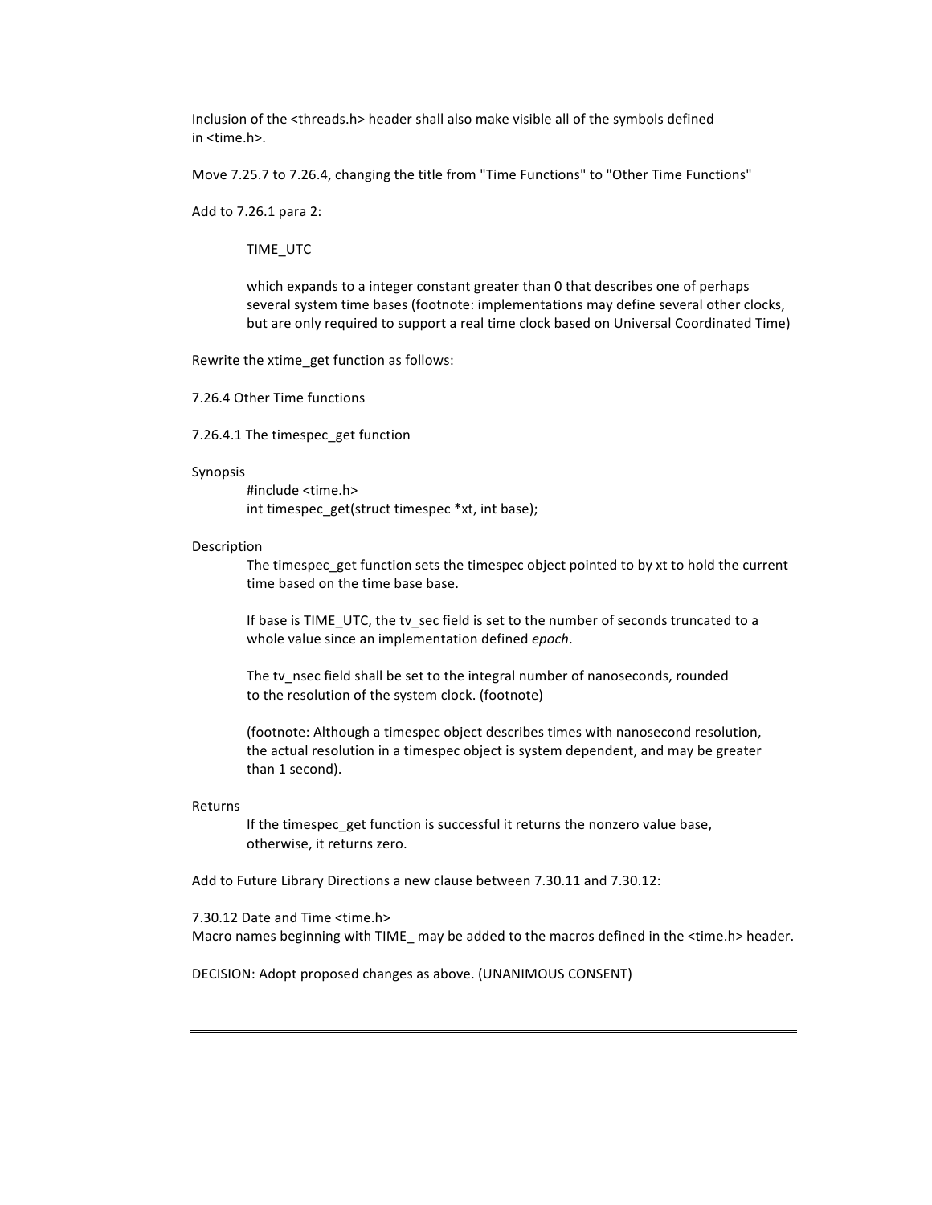Inclusion of the <threads.h> header shall also make visible all of the symbols defined in <time.h>.

Move 7.25.7 to 7.26.4, changing the title from "Time Functions" to "Other Time Functions"

Add to 7.26.1 para 2:

> TIME_UTC
>
> which expands to a integer constant greater than 0 that describes one of perhaps several system time bases (footnote: implementations may define several other clocks, but are only required to support a real time clock based on Universal Coordinated Time)

Rewrite the xtime_get function as follows:

7.26.4 Other Time functions

7.26.4.1 The timespec_get function

Synopsis

```
#include <time.h>
int timespec_get(struct timespec *xt, int base);
```

Description

> The timespec_get function sets the timespec object pointed to by xt to hold the current time based on the time base base.
>
> If base is TIME_UTC, the tv_sec field is set to the number of seconds truncated to a whole value since an implementation defined *epoch*.
>
> The tv_nsec field shall be set to the integral number of nanoseconds, rounded to the resolution of the system clock. (footnote)
>
> (footnote: Although a timespec object describes times with nanosecond resolution, the actual resolution in a timespec object is system dependent, and may be greater than 1 second).

Returns

> If the timespec_get function is successful it returns the nonzero value base, otherwise, it returns zero.

Add to Future Library Directions a new clause between 7.30.11 and 7.30.12:

7.30.12 Date and Time <time.h>
Macro names beginning with TIME_ may be added to the macros defined in the <time.h> header.

DECISION: Adopt proposed changes as above. (UNANIMOUS CONSENT)

---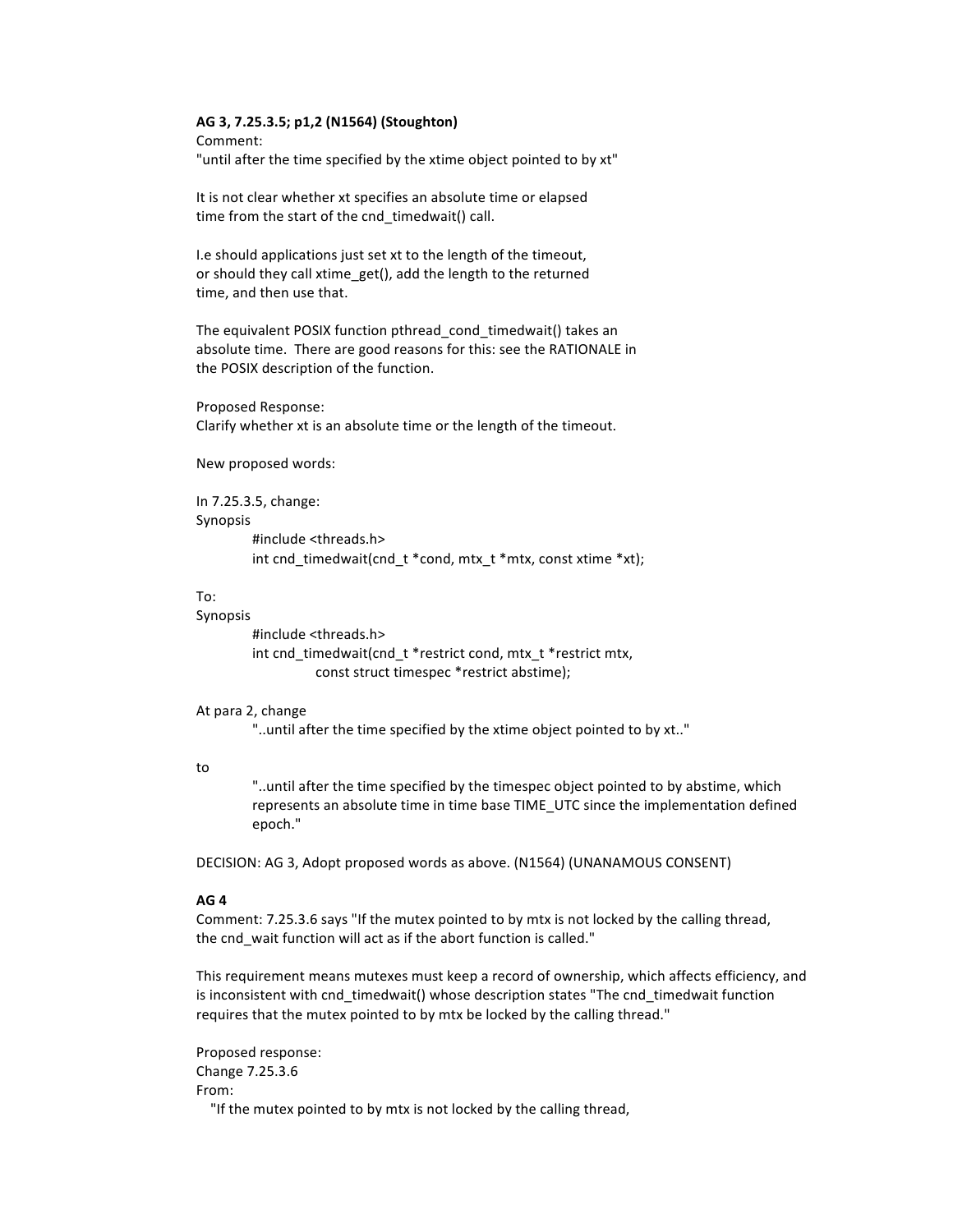**AG 3, 7.25.3.5; p1,2 (N1564) (Stoughton)**

Comment:

"until after the time specified by the xtime object pointed to by xt"

It is not clear whether xt specifies an absolute time or elapsed time from the start of the cnd_timedwait() call.

I.e should applications just set xt to the length of the timeout, or should they call xtime_get(), add the length to the returned time, and then use that.

The equivalent POSIX function pthread_cond_timedwait() takes an absolute time. There are good reasons for this: see the RATIONALE in the POSIX description of the function.

Proposed Response:

Clarify whether xt is an absolute time or the length of the timeout.

New proposed words:

In 7.25.3.5, change:

Synopsis

```
#include <threads.h>
int cnd_timedwait(cnd_t *cond, mtx_t *mtx, const xtime *xt);
```

To:

Synopsis

```
#include <threads.h>
int cnd_timedwait(cnd_t *restrict cond, mtx_t *restrict mtx,
        const struct timespec *restrict abstime);
```

At para 2, change

> "..until after the time specified by the xtime object pointed to by xt.."

to

> "..until after the time specified by the timespec object pointed to by abstime, which represents an absolute time in time base TIME_UTC since the implementation defined epoch."

DECISION: AG 3, Adopt proposed words as above. (N1564) (UNANAMOUS CONSENT)

**AG 4**

Comment: 7.25.3.6 says "If the mutex pointed to by mtx is not locked by the calling thread, the cnd_wait function will act as if the abort function is called."

This requirement means mutexes must keep a record of ownership, which affects efficiency, and is inconsistent with cnd_timedwait() whose description states "The cnd_timedwait function requires that the mutex pointed to by mtx be locked by the calling thread."

Proposed response:

Change 7.25.3.6

From:

"If the mutex pointed to by mtx is not locked by the calling thread,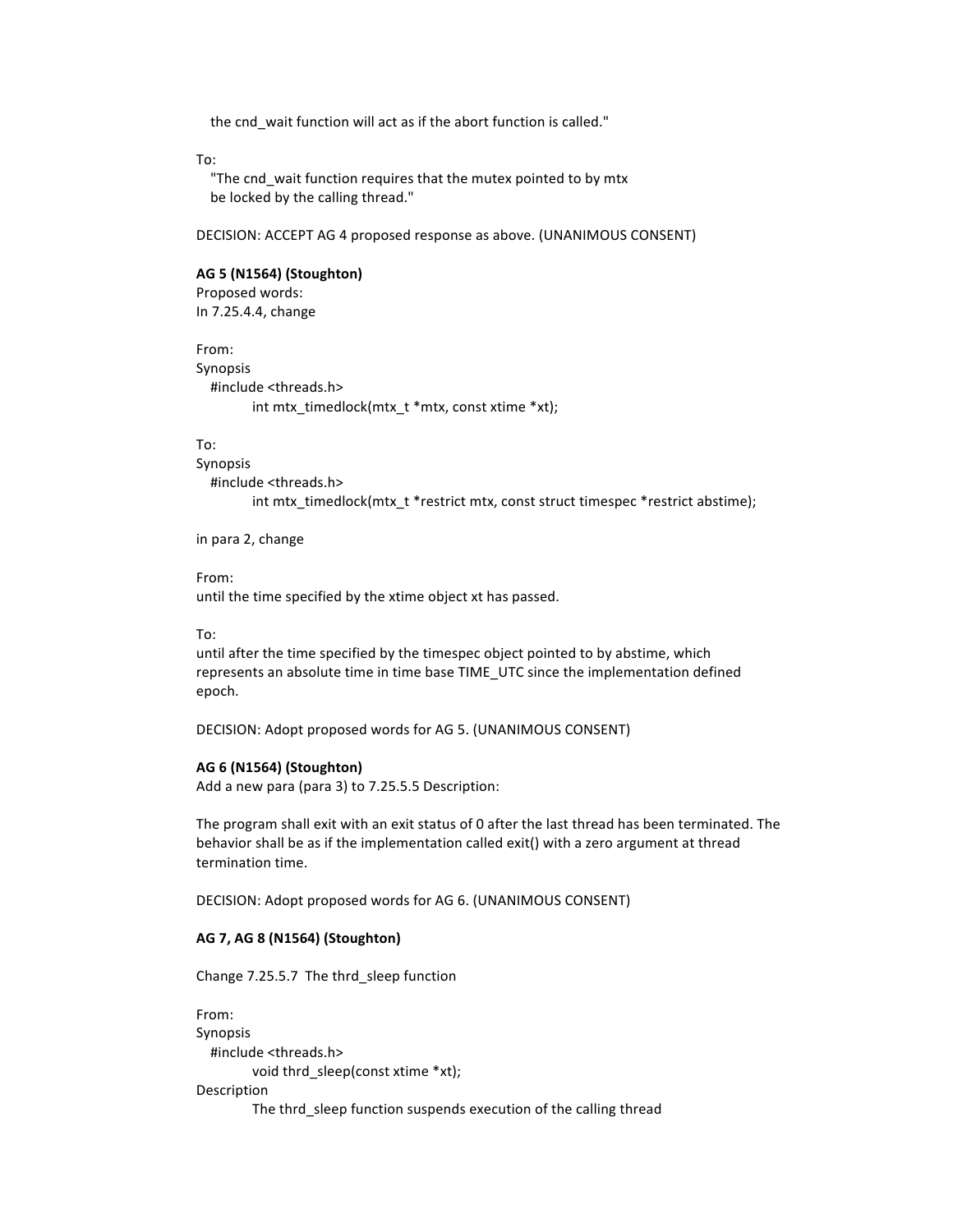the cnd_wait function will act as if the abort function is called."

To:
"The cnd_wait function requires that the mutex pointed to by mtx be locked by the calling thread."

DECISION: ACCEPT AG 4 proposed response as above. (UNANIMOUS CONSENT)

**AG 5 (N1564) (Stoughton)**
Proposed words:
In 7.25.4.4, change

From:
Synopsis

```
#include <threads.h>
        int mtx_timedlock(mtx_t *mtx, const xtime *xt);
```

To:
Synopsis

```
#include <threads.h>
        int mtx_timedlock(mtx_t *restrict mtx, const struct timespec *restrict abstime);
```

in para 2, change

From:
until the time specified by the xtime object xt has passed.

To:
until after the time specified by the timespec object pointed to by abstime, which represents an absolute time in time base TIME_UTC since the implementation defined epoch.

DECISION: Adopt proposed words for AG 5. (UNANIMOUS CONSENT)

**AG 6 (N1564) (Stoughton)**
Add a new para (para 3) to 7.25.5.5 Description:

The program shall exit with an exit status of 0 after the last thread has been terminated. The behavior shall be as if the implementation called exit() with a zero argument at thread termination time.

DECISION: Adopt proposed words for AG 6. (UNANIMOUS CONSENT)

**AG 7, AG 8 (N1564) (Stoughton)**

Change 7.25.5.7 The thrd_sleep function

From:
Synopsis

```
#include <threads.h>
        void thrd_sleep(const xtime *xt);
```

Description
The thrd_sleep function suspends execution of the calling thread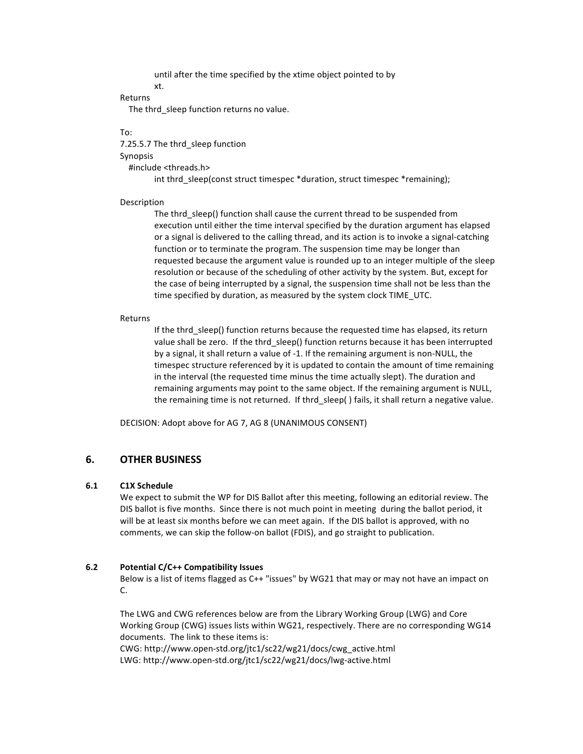until after the time specified by the xtime object pointed to by
xt.

Returns

The thrd_sleep function returns no value.

To:

7.25.5.7 The thrd_sleep function

Synopsis

```
#include <threads.h>
    int thrd_sleep(const struct timespec *duration, struct timespec *remaining);
```

Description

The thrd_sleep() function shall cause the current thread to be suspended from execution until either the time interval specified by the duration argument has elapsed or a signal is delivered to the calling thread, and its action is to invoke a signal-catching function or to terminate the program. The suspension time may be longer than requested because the argument value is rounded up to an integer multiple of the sleep resolution or because of the scheduling of other activity by the system. But, except for the case of being interrupted by a signal, the suspension time shall not be less than the time specified by duration, as measured by the system clock TIME_UTC.

Returns

If the thrd_sleep() function returns because the requested time has elapsed, its return value shall be zero. If the thrd_sleep() function returns because it has been interrupted by a signal, it shall return a value of -1. If the remaining argument is non-NULL, the timespec structure referenced by it is updated to contain the amount of time remaining in the interval (the requested time minus the time actually slept). The duration and remaining arguments may point to the same object. If the remaining argument is NULL, the remaining time is not returned. If thrd_sleep( ) fails, it shall return a negative value.

DECISION: Adopt above for AG 7, AG 8 (UNANIMOUS CONSENT)

## 6. OTHER BUSINESS

### 6.1 C1X Schedule

We expect to submit the WP for DIS Ballot after this meeting, following an editorial review. The DIS ballot is five months. Since there is not much point in meeting during the ballot period, it will be at least six months before we can meet again. If the DIS ballot is approved, with no comments, we can skip the follow-on ballot (FDIS), and go straight to publication.

### 6.2 Potential C/C++ Compatibility Issues

Below is a list of items flagged as C++ "issues" by WG21 that may or may not have an impact on C.

The LWG and CWG references below are from the Library Working Group (LWG) and Core Working Group (CWG) issues lists within WG21, respectively. There are no corresponding WG14 documents. The link to these items is:

CWG: http://www.open-std.org/jtc1/sc22/wg21/docs/cwg_active.html

LWG: http://www.open-std.org/jtc1/sc22/wg21/docs/lwg-active.html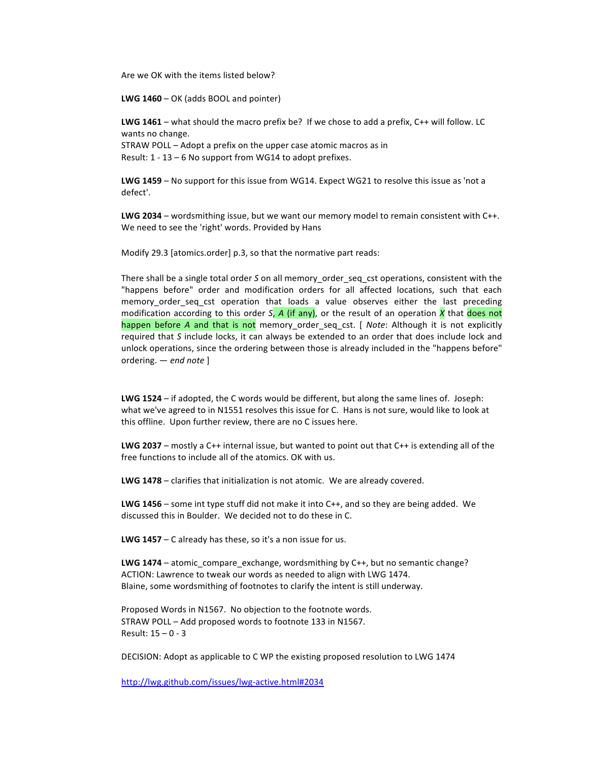Are we OK with the items listed below?

**LWG 1460** – OK (adds BOOL and pointer)

**LWG 1461** – what should the macro prefix be? If we chose to add a prefix, C++ will follow. LC wants no change.
STRAW POLL – Adopt a prefix on the upper case atomic macros as in
Result: 1 - 13 – 6 No support from WG14 to adopt prefixes.

**LWG 1459** – No support for this issue from WG14. Expect WG21 to resolve this issue as 'not a defect'.

**LWG 2034** – wordsmithing issue, but we want our memory model to remain consistent with C++. We need to see the 'right' words. Provided by Hans

Modify 29.3 [atomics.order] p.3, so that the normative part reads:

There shall be a single total order *S* on all memory_order_seq_cst operations, consistent with the "happens before" order and modification orders for all affected locations, such that each memory_order_seq_cst operation that loads a value observes either the last preceding modification according to this order *S*, *A* (if any), or the result of an operation *X* that does not happen before *A* and that is not memory_order_seq_cst. [ *Note*: Although it is not explicitly required that *S* include locks, it can always be extended to an order that does include lock and unlock operations, since the ordering between those is already included in the "happens before" ordering. — *end note* ]

**LWG 1524** – if adopted, the C words would be different, but along the same lines of. Joseph: what we've agreed to in N1551 resolves this issue for C. Hans is not sure, would like to look at this offline. Upon further review, there are no C issues here.

**LWG 2037** – mostly a C++ internal issue, but wanted to point out that C++ is extending all of the free functions to include all of the atomics. OK with us.

**LWG 1478** – clarifies that initialization is not atomic. We are already covered.

**LWG 1456** – some int type stuff did not make it into C++, and so they are being added. We discussed this in Boulder. We decided not to do these in C.

**LWG 1457** – C already has these, so it's a non issue for us.

**LWG 1474** – atomic_compare_exchange, wordsmithing by C++, but no semantic change?
ACTION: Lawrence to tweak our words as needed to align with LWG 1474.
Blaine, some wordsmithing of footnotes to clarify the intent is still underway.

Proposed Words in N1567. No objection to the footnote words.
STRAW POLL – Add proposed words to footnote 133 in N1567.
Result: 15 – 0 - 3

DECISION: Adopt as applicable to C WP the existing proposed resolution to LWG 1474

http://lwg.github.com/issues/lwg-active.html#2034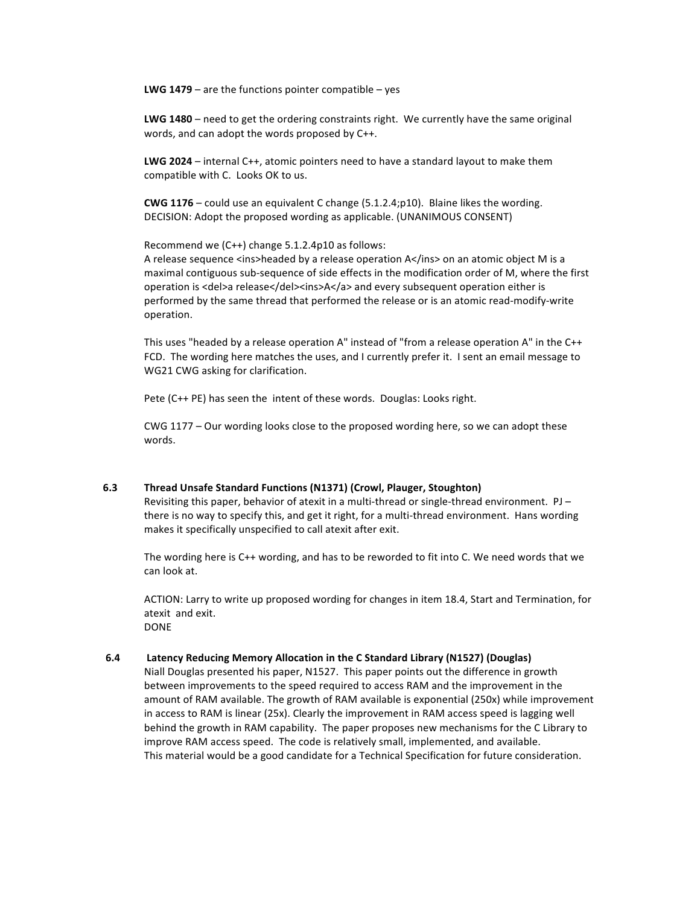**LWG 1479** – are the functions pointer compatible – yes

**LWG 1480** – need to get the ordering constraints right. We currently have the same original words, and can adopt the words proposed by C++.

**LWG 2024** – internal C++, atomic pointers need to have a standard layout to make them compatible with C. Looks OK to us.

**CWG 1176** – could use an equivalent C change (5.1.2.4;p10). Blaine likes the wording.
DECISION: Adopt the proposed wording as applicable. (UNANIMOUS CONSENT)

Recommend we (C++) change 5.1.2.4p10 as follows:
A release sequence <ins>headed by a release operation A</ins> on an atomic object M is a maximal contiguous sub-sequence of side effects in the modification order of M, where the first operation is <del>a release</del><ins>A</a> and every subsequent operation either is performed by the same thread that performed the release or is an atomic read-modify-write operation.

This uses "headed by a release operation A" instead of "from a release operation A" in the C++ FCD. The wording here matches the uses, and I currently prefer it. I sent an email message to WG21 CWG asking for clarification.

Pete (C++ PE) has seen the intent of these words. Douglas: Looks right.

CWG 1177 – Our wording looks close to the proposed wording here, so we can adopt these words.

### 6.3 Thread Unsafe Standard Functions (N1371) (Crowl, Plauger, Stoughton)

Revisiting this paper, behavior of atexit in a multi-thread or single-thread environment. PJ – there is no way to specify this, and get it right, for a multi-thread environment. Hans wording makes it specifically unspecified to call atexit after exit.

The wording here is C++ wording, and has to be reworded to fit into C. We need words that we can look at.

ACTION: Larry to write up proposed wording for changes in item 18.4, Start and Termination, for atexit and exit.
DONE

### 6.4 Latency Reducing Memory Allocation in the C Standard Library (N1527) (Douglas)

Niall Douglas presented his paper, N1527. This paper points out the difference in growth between improvements to the speed required to access RAM and the improvement in the amount of RAM available. The growth of RAM available is exponential (250x) while improvement in access to RAM is linear (25x). Clearly the improvement in RAM access speed is lagging well behind the growth in RAM capability. The paper proposes new mechanisms for the C Library to improve RAM access speed. The code is relatively small, implemented, and available.
This material would be a good candidate for a Technical Specification for future consideration.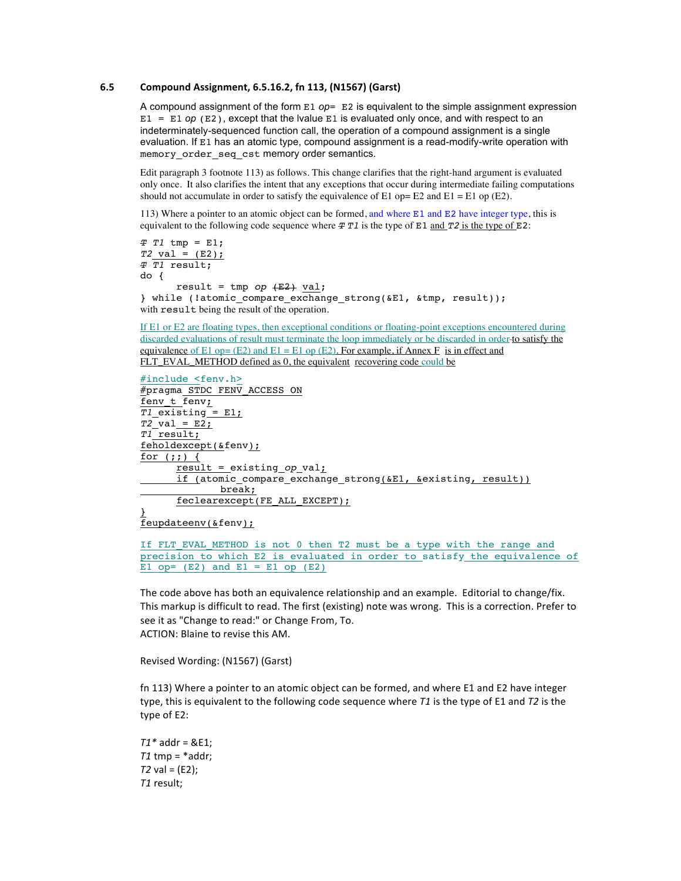### 6.5 Compound Assignment, 6.5.16.2, fn 113, (N1567) (Garst)

A compound assignment of the form `E1` *op*= `E2` is equivalent to the simple assignment expression `E1 = E1` *op* `(E2)`, except that the lvalue `E1` is evaluated only once, and with respect to an indeterminately-sequenced function call, the operation of a compound assignment is a single evaluation. If `E1` has an atomic type, compound assignment is a read-modify-write operation with `memory_order_seq_cst` memory order semantics.

Edit paragraph 3 footnote 113) as follows. This change clarifies that the right-hand argument is evaluated only once. It also clarifies the intent that any exceptions that occur during intermediate failing computations should not accumulate in order to satisfy the equivalence of E1 op= E2 and E1 = E1 op (E2).

113) Where a pointer to an atomic object can be formed, and where `E1` and `E2` have integer type, this is equivalent to the following code sequence where ~~*T*~~ *T1* is the type of `E1` and *T2* is the type of `E2`:

```
T T1 tmp = E1;
T2 val = (E2);
T T1 result;
do {
      result = tmp op (E2) val;
} while (!atomic_compare_exchange_strong(&E1, &tmp, result));
```

with `result` being the result of the operation.

If E1 or E2 are floating types, then exceptional conditions or floating-point exceptions encountered during discarded evaluations of result must terminate the loop immediately or be discarded in order to satisfy the equivalence of E1 op= (E2) and E1 = E1 op (E2). For example, if Annex F is in effect and FLT_EVAL_METHOD defined as 0, the equivalent recovering code could be

```
#include <fenv.h>
#pragma STDC FENV_ACCESS ON
fenv_t fenv;
T1 existing = E1;
T2 val = E2;
T1 result;
feholdexcept(&fenv);
for (;;) {
      result = existing op val;
      if (atomic_compare_exchange_strong(&E1, &existing, result))
            break;
      feclearexcept(FE_ALL_EXCEPT);
}
feupdateenv(&fenv);
```

If FLT_EVAL_METHOD is not 0 then T2 must be a type with the range and precision to which E2 is evaluated in order to satisfy the equivalence of E1 op= (E2) and E1 = E1 op (E2)

The code above has both an equivalence relationship and an example. Editorial to change/fix. This markup is difficult to read. The first (existing) note was wrong. This is a correction. Prefer to see it as "Change to read:" or Change From, To.
ACTION: Blaine to revise this AM.

Revised Wording: (N1567) (Garst)

fn 113) Where a pointer to an atomic object can be formed, and where E1 and E2 have integer type, this is equivalent to the following code sequence where *T1* is the type of E1 and *T2* is the type of E2:

*T1\** addr = &E1;
*T1* tmp = \*addr;
*T2* val = (E2);
*T1* result;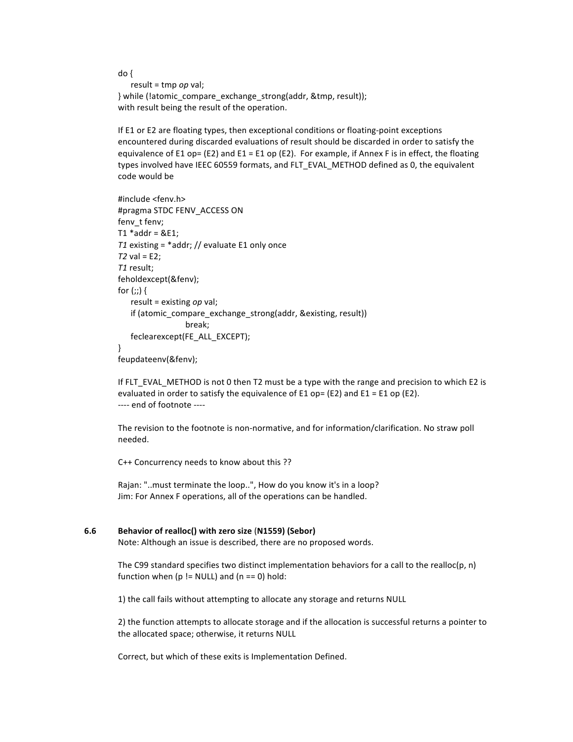```
do {
    result = tmp op val;
} while (!atomic_compare_exchange_strong(addr, &tmp, result));
```

with result being the result of the operation.

If E1 or E2 are floating types, then exceptional conditions or floating-point exceptions encountered during discarded evaluations of result should be discarded in order to satisfy the equivalence of E1 op= (E2) and E1 = E1 op (E2). For example, if Annex F is in effect, the floating types involved have IEEC 60559 formats, and FLT_EVAL_METHOD defined as 0, the equivalent code would be

```
#include <fenv.h>
#pragma STDC FENV_ACCESS ON
fenv_t fenv;
T1 *addr = &E1;
T1 existing = *addr; // evaluate E1 only once
T2 val = E2;
T1 result;
feholdexcept(&fenv);
for (;;) {
    result = existing op val;
    if (atomic_compare_exchange_strong(addr, &existing, result))
                break;
    feclearexcept(FE_ALL_EXCEPT);
}
feupdateenv(&fenv);
```

If FLT_EVAL_METHOD is not 0 then T2 must be a type with the range and precision to which E2 is evaluated in order to satisfy the equivalence of E1 op= (E2) and E1 = E1 op (E2).
---- end of footnote ----

The revision to the footnote is non-normative, and for information/clarification. No straw poll needed.

C++ Concurrency needs to know about this ??

Rajan: "..must terminate the loop..", How do you know it's in a loop?
Jim: For Annex F operations, all of the operations can be handled.

### 6.6 Behavior of realloc() with zero size (N1559) (Sebor)

Note: Although an issue is described, there are no proposed words.

The C99 standard specifies two distinct implementation behaviors for a call to the realloc(p, n) function when (p != NULL) and (n == 0) hold:

1) the call fails without attempting to allocate any storage and returns NULL

2) the function attempts to allocate storage and if the allocation is successful returns a pointer to the allocated space; otherwise, it returns NULL

Correct, but which of these exits is Implementation Defined.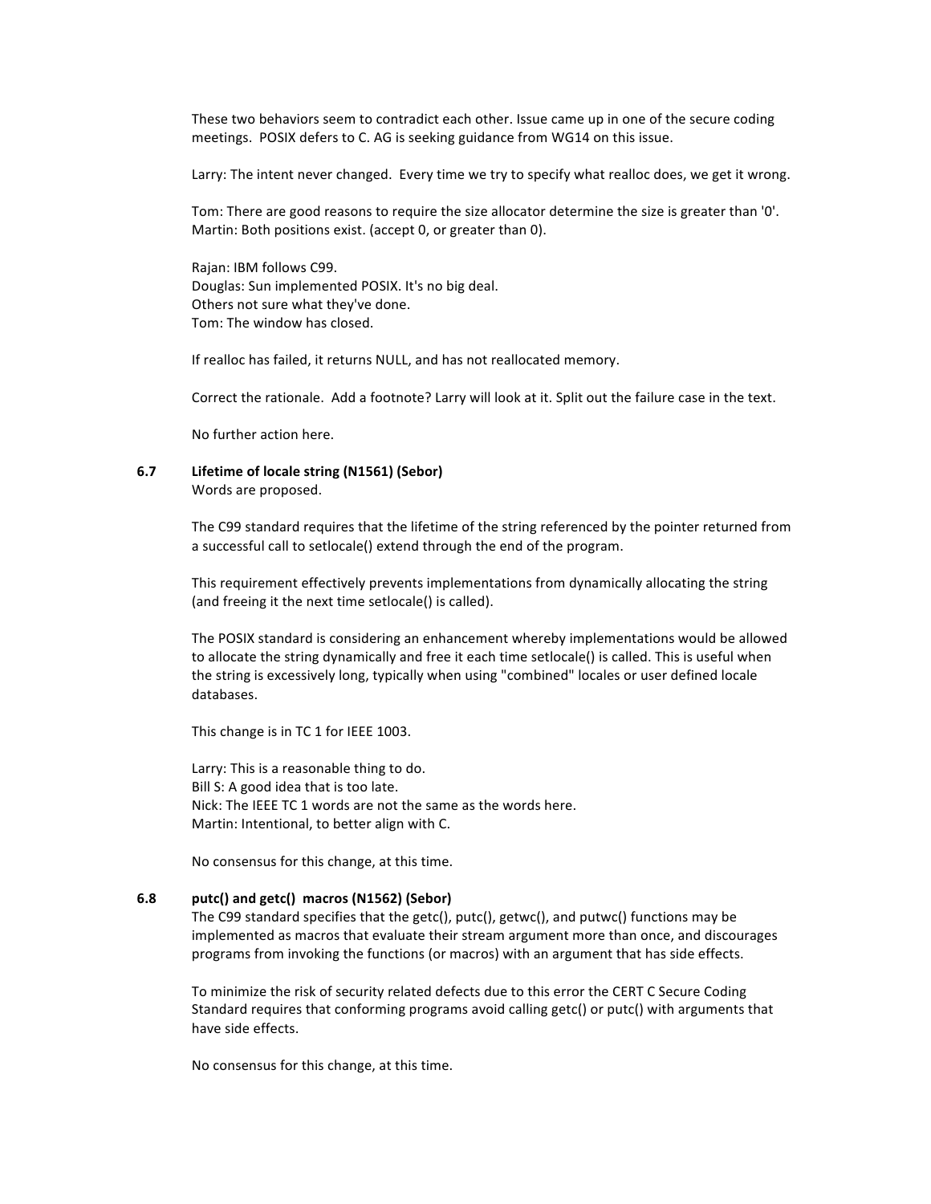These two behaviors seem to contradict each other. Issue came up in one of the secure coding meetings. POSIX defers to C. AG is seeking guidance from WG14 on this issue.

Larry: The intent never changed. Every time we try to specify what realloc does, we get it wrong.

Tom: There are good reasons to require the size allocator determine the size is greater than '0'.
Martin: Both positions exist. (accept 0, or greater than 0).

Rajan: IBM follows C99.
Douglas: Sun implemented POSIX. It's no big deal.
Others not sure what they've done.
Tom: The window has closed.

If realloc has failed, it returns NULL, and has not reallocated memory.

Correct the rationale. Add a footnote? Larry will look at it. Split out the failure case in the text.

No further action here.

### 6.7 Lifetime of locale string (N1561) (Sebor)

Words are proposed.

The C99 standard requires that the lifetime of the string referenced by the pointer returned from a successful call to setlocale() extend through the end of the program.

This requirement effectively prevents implementations from dynamically allocating the string (and freeing it the next time setlocale() is called).

The POSIX standard is considering an enhancement whereby implementations would be allowed to allocate the string dynamically and free it each time setlocale() is called. This is useful when the string is excessively long, typically when using "combined" locales or user defined locale databases.

This change is in TC 1 for IEEE 1003.

Larry: This is a reasonable thing to do.
Bill S: A good idea that is too late.
Nick: The IEEE TC 1 words are not the same as the words here.
Martin: Intentional, to better align with C.

No consensus for this change, at this time.

### 6.8 putc() and getc() macros (N1562) (Sebor)

The C99 standard specifies that the getc(), putc(), getwc(), and putwc() functions may be implemented as macros that evaluate their stream argument more than once, and discourages programs from invoking the functions (or macros) with an argument that has side effects.

To minimize the risk of security related defects due to this error the CERT C Secure Coding Standard requires that conforming programs avoid calling getc() or putc() with arguments that have side effects.

No consensus for this change, at this time.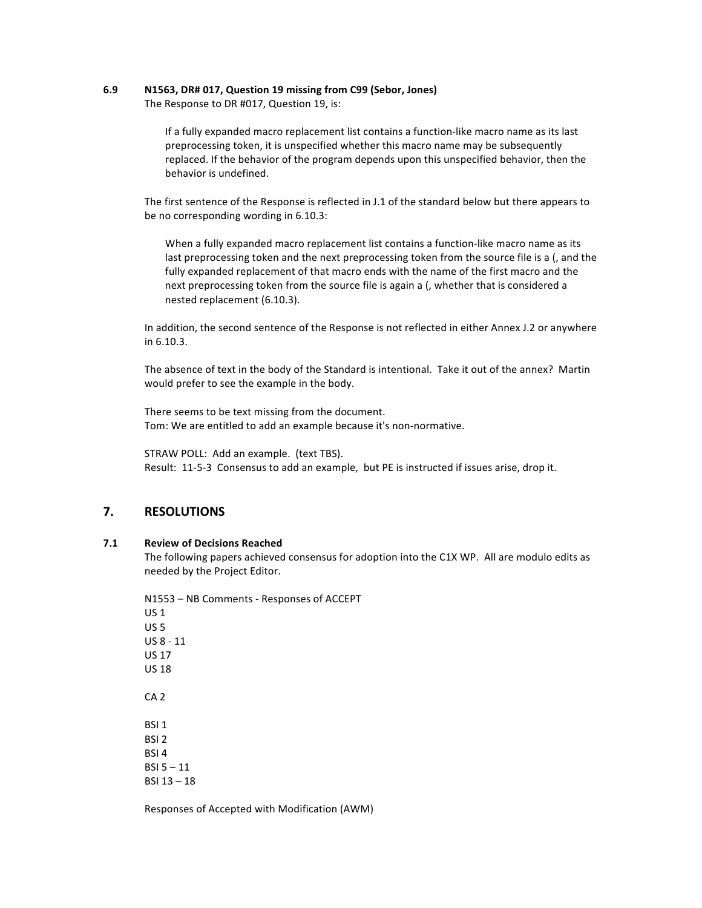### 6.9 N1563, DR# 017, Question 19 missing from C99 (Sebor, Jones)

The Response to DR #017, Question 19, is:

> If a fully expanded macro replacement list contains a function-like macro name as its last preprocessing token, it is unspecified whether this macro name may be subsequently replaced. If the behavior of the program depends upon this unspecified behavior, then the behavior is undefined.

The first sentence of the Response is reflected in J.1 of the standard below but there appears to be no corresponding wording in 6.10.3:

> When a fully expanded macro replacement list contains a function-like macro name as its last preprocessing token and the next preprocessing token from the source file is a (, and the fully expanded replacement of that macro ends with the name of the first macro and the next preprocessing token from the source file is again a (, whether that is considered a nested replacement (6.10.3).

In addition, the second sentence of the Response is not reflected in either Annex J.2 or anywhere in 6.10.3.

The absence of text in the body of the Standard is intentional. Take it out of the annex? Martin would prefer to see the example in the body.

There seems to be text missing from the document.
Tom: We are entitled to add an example because it's non-normative.

STRAW POLL: Add an example. (text TBS).
Result: 11-5-3 Consensus to add an example, but PE is instructed if issues arise, drop it.

## 7. RESOLUTIONS

### 7.1 Review of Decisions Reached

The following papers achieved consensus for adoption into the C1X WP. All are modulo edits as needed by the Project Editor.

N1553 – NB Comments - Responses of ACCEPT
US 1
US 5
US 8 - 11
US 17
US 18

CA 2

BSI 1
BSI 2
BSI 4
BSI 5 – 11
BSI 13 – 18

Responses of Accepted with Modification (AWM)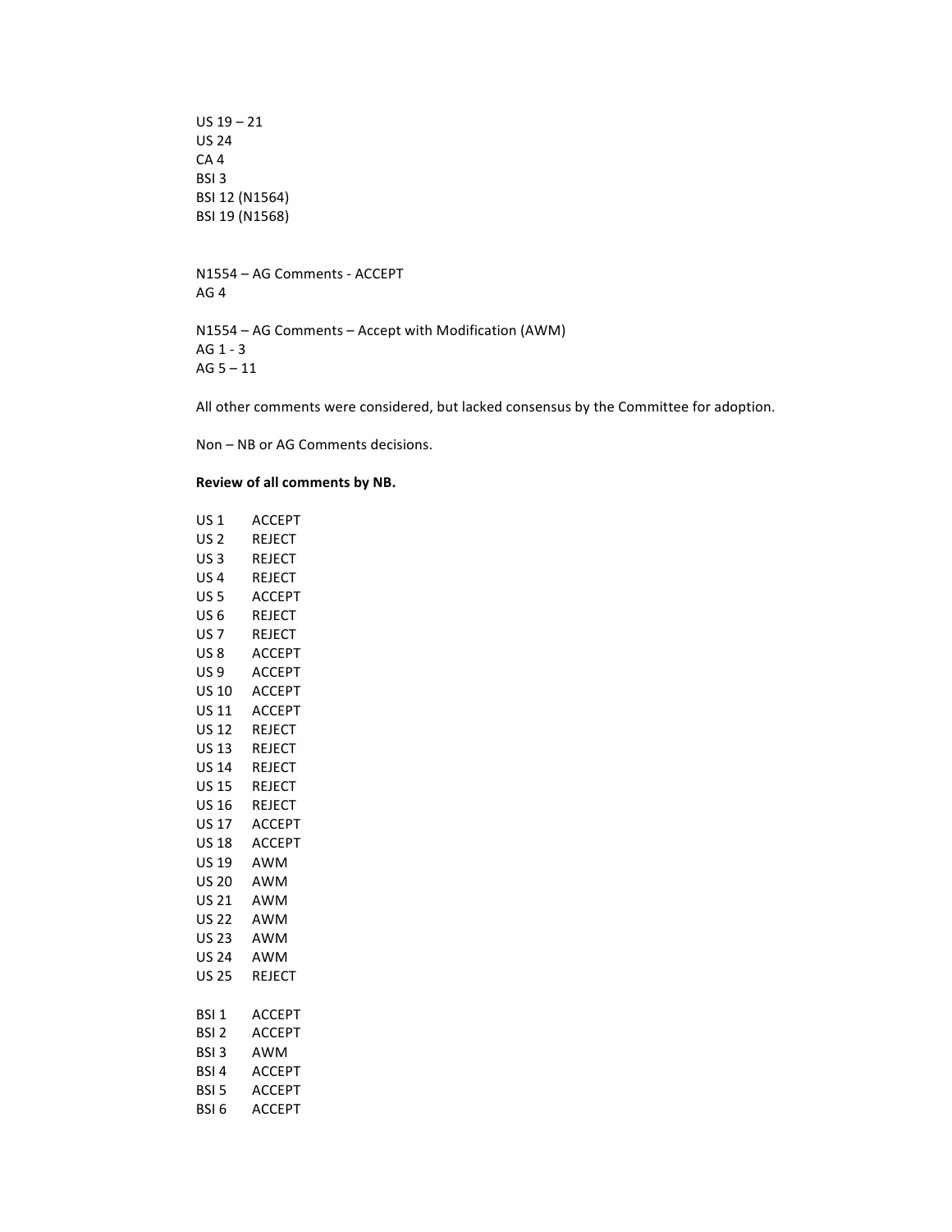US 19 – 21
US 24
CA 4
BSI 3
BSI 12 (N1564)
BSI 19 (N1568)

N1554 – AG Comments - ACCEPT
AG 4

N1554 – AG Comments – Accept with Modification (AWM)
AG 1 - 3
AG 5 – 11

All other comments were considered, but lacked consensus by the Committee for adoption.

Non – NB or AG Comments decisions.

**Review of all comments by NB.**

US 1 ACCEPT
US 2 REJECT
US 3 REJECT
US 4 REJECT
US 5 ACCEPT
US 6 REJECT
US 7 REJECT
US 8 ACCEPT
US 9 ACCEPT
US 10 ACCEPT
US 11 ACCEPT
US 12 REJECT
US 13 REJECT
US 14 REJECT
US 15 REJECT
US 16 REJECT
US 17 ACCEPT
US 18 ACCEPT
US 19 AWM
US 20 AWM
US 21 AWM
US 22 AWM
US 23 AWM
US 24 AWM
US 25 REJECT

BSI 1 ACCEPT
BSI 2 ACCEPT
BSI 3 AWM
BSI 4 ACCEPT
BSI 5 ACCEPT
BSI 6 ACCEPT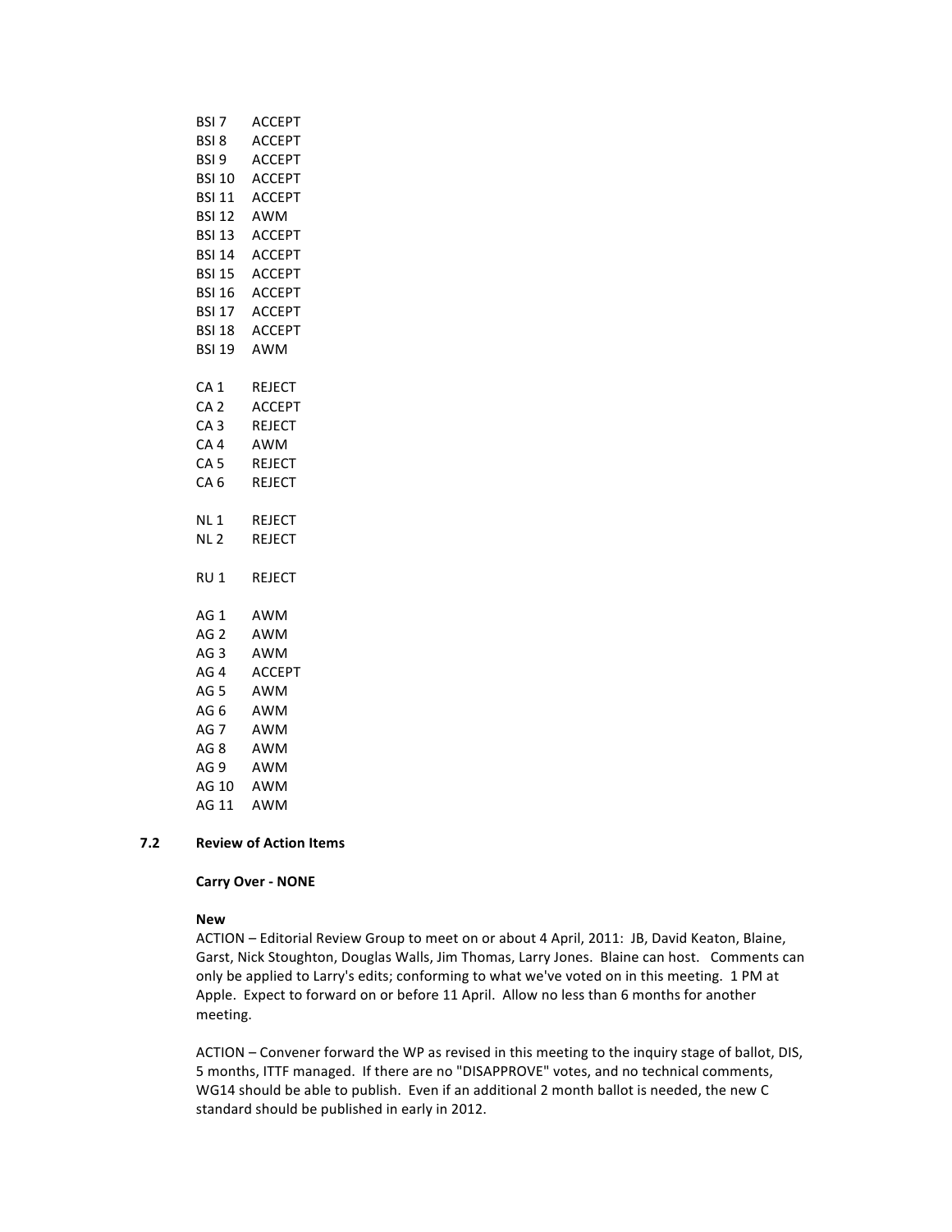BSI 7 ACCEPT
BSI 8 ACCEPT
BSI 9 ACCEPT
BSI 10 ACCEPT
BSI 11 ACCEPT
BSI 12 AWM
BSI 13 ACCEPT
BSI 14 ACCEPT
BSI 15 ACCEPT
BSI 16 ACCEPT
BSI 17 ACCEPT
BSI 18 ACCEPT
BSI 19 AWM

CA 1 REJECT
CA 2 ACCEPT
CA 3 REJECT
CA 4 AWM
CA 5 REJECT
CA 6 REJECT

NL 1 REJECT
NL 2 REJECT

RU 1 REJECT

AG 1 AWM
AG 2 AWM
AG 3 AWM
AG 4 ACCEPT
AG 5 AWM
AG 6 AWM
AG 7 AWM
AG 8 AWM
AG 9 AWM
AG 10 AWM
AG 11 AWM

### 7.2 Review of Action Items

**Carry Over - NONE**

**New**

ACTION – Editorial Review Group to meet on or about 4 April, 2011: JB, David Keaton, Blaine, Garst, Nick Stoughton, Douglas Walls, Jim Thomas, Larry Jones. Blaine can host. Comments can only be applied to Larry's edits; conforming to what we've voted on in this meeting. 1 PM at Apple. Expect to forward on or before 11 April. Allow no less than 6 months for another meeting.

ACTION – Convener forward the WP as revised in this meeting to the inquiry stage of ballot, DIS, 5 months, ITTF managed. If there are no "DISAPPROVE" votes, and no technical comments, WG14 should be able to publish. Even if an additional 2 month ballot is needed, the new C standard should be published in early in 2012.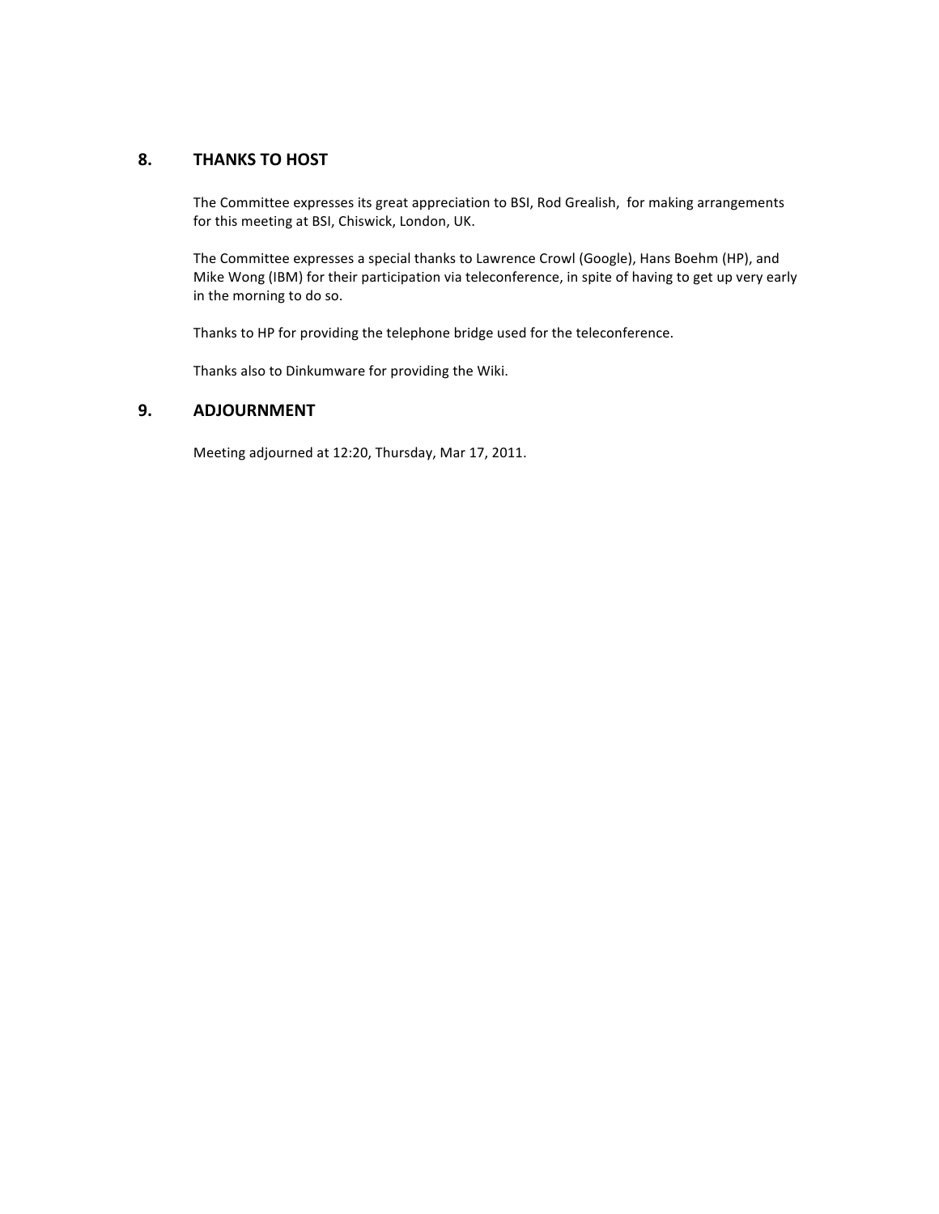## 8. THANKS TO HOST

The Committee expresses its great appreciation to BSI, Rod Grealish,  for making arrangements for this meeting at BSI, Chiswick, London, UK.

The Committee expresses a special thanks to Lawrence Crowl (Google), Hans Boehm (HP), and Mike Wong (IBM) for their participation via teleconference, in spite of having to get up very early in the morning to do so.

Thanks to HP for providing the telephone bridge used for the teleconference.

Thanks also to Dinkumware for providing the Wiki.

## 9. ADJOURNMENT

Meeting adjourned at 12:20, Thursday, Mar 17, 2011.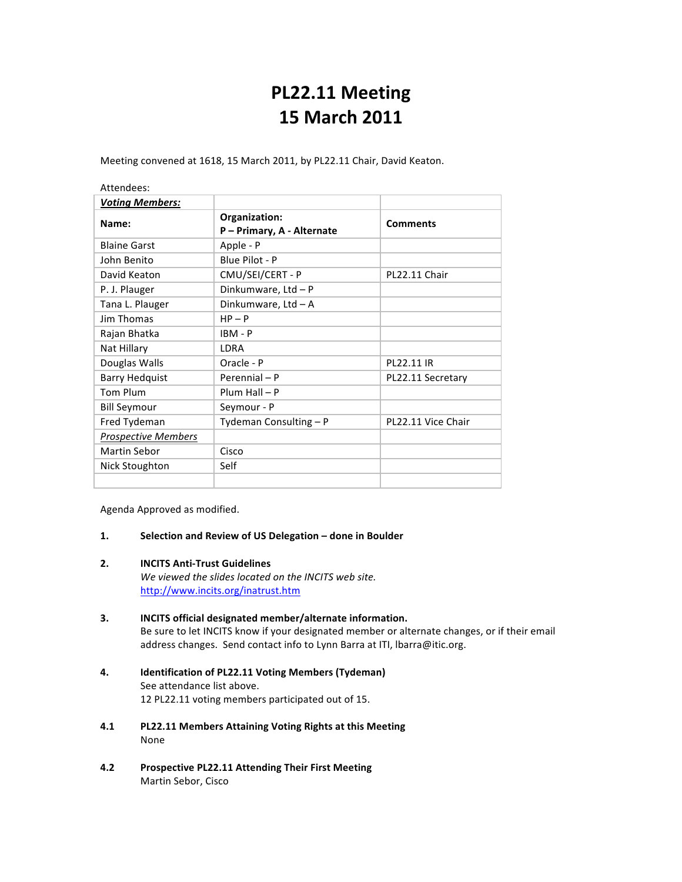# PL22.11 Meeting
# 15 March 2011

Meeting convened at 1618, 15 March 2011, by PL22.11 Chair, David Keaton.

Attendees:

| ***Voting Members:*** | | |
|---|---|---|
| **Name:** | **Organization:**<br>**P – Primary, A - Alternate** | **Comments** |
| Blaine Garst | Apple - P | |
| John Benito | Blue Pilot - P | |
| David Keaton | CMU/SEI/CERT - P | PL22.11 Chair |
| P. J. Plauger | Dinkumware, Ltd – P | |
| Tana L. Plauger | Dinkumware, Ltd – A | |
| Jim Thomas | HP – P | |
| Rajan Bhatka | IBM - P | |
| Nat Hillary | LDRA | |
| Douglas Walls | Oracle - P | PL22.11 IR |
| Barry Hedquist | Perennial – P | PL22.11 Secretary |
| Tom Plum | Plum Hall – P | |
| Bill Seymour | Seymour - P | |
| Fred Tydeman | Tydeman Consulting – P | PL22.11 Vice Chair |
| *Prospective Members* | | |
| Martin Sebor | Cisco | |
| Nick Stoughton | Self | |
| | | |

Agenda Approved as modified.

**1. Selection and Review of US Delegation – done in Boulder**

**2. INCITS Anti-Trust Guidelines**

*We viewed the slides located on the INCITS web site.*
http://www.incits.org/inatrust.htm

**3. INCITS official designated member/alternate information.**

Be sure to let INCITS know if your designated member or alternate changes, or if their email address changes. Send contact info to Lynn Barra at ITI, lbarra@itic.org.

**4. Identification of PL22.11 Voting Members (Tydeman)**

See attendance list above.
12 PL22.11 voting members participated out of 15.

**4.1 PL22.11 Members Attaining Voting Rights at this Meeting**

None

**4.2 Prospective PL22.11 Attending Their First Meeting**

Martin Sebor, Cisco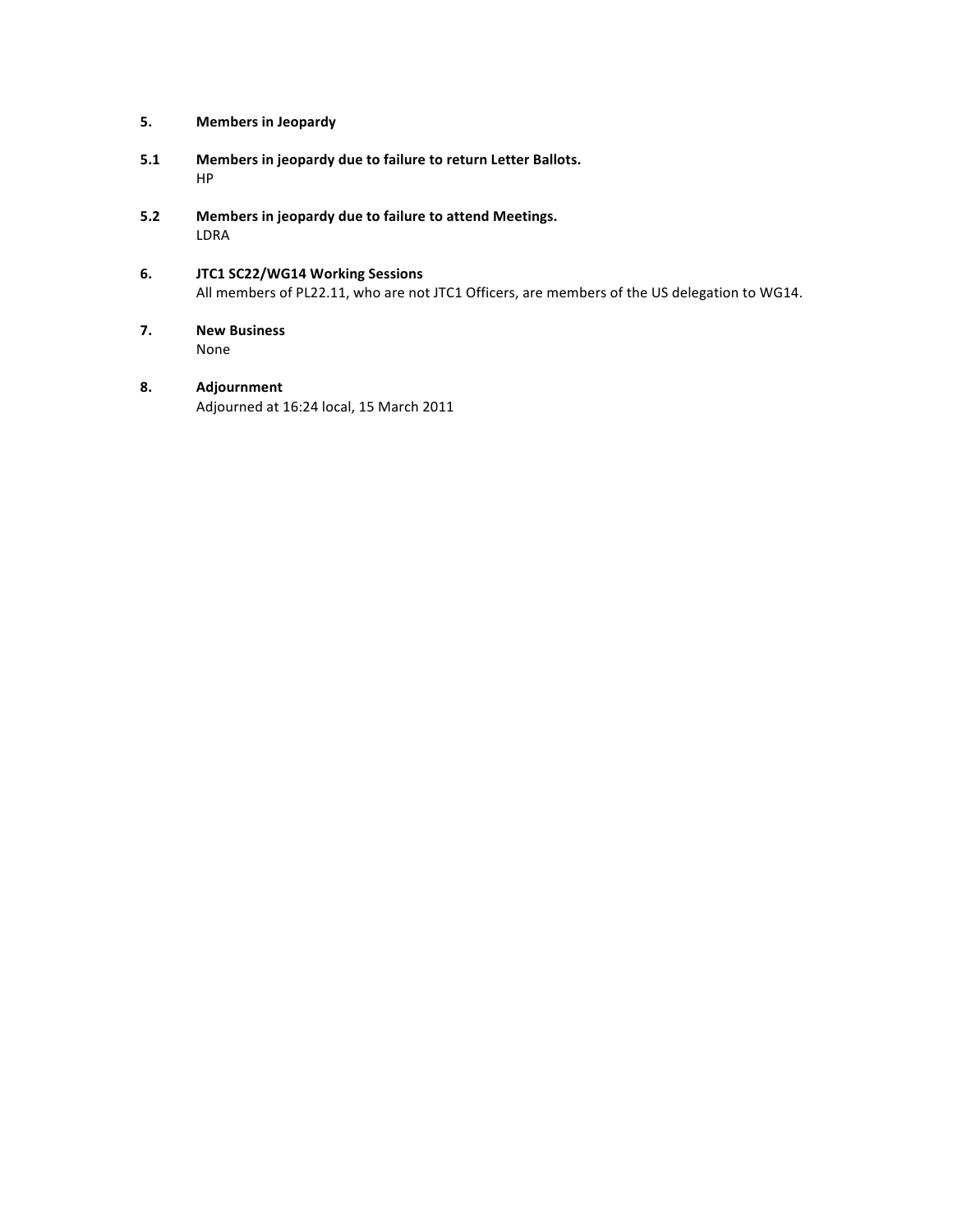## 5. Members in Jeopardy

### 5.1 Members in jeopardy due to failure to return Letter Ballots.

HP

### 5.2 Members in jeopardy due to failure to attend Meetings.

LDRA

## 6. JTC1 SC22/WG14 Working Sessions

All members of PL22.11, who are not JTC1 Officers, are members of the US delegation to WG14.

## 7. New Business

None

## 8. Adjournment

Adjourned at 16:24 local, 15 March 2011